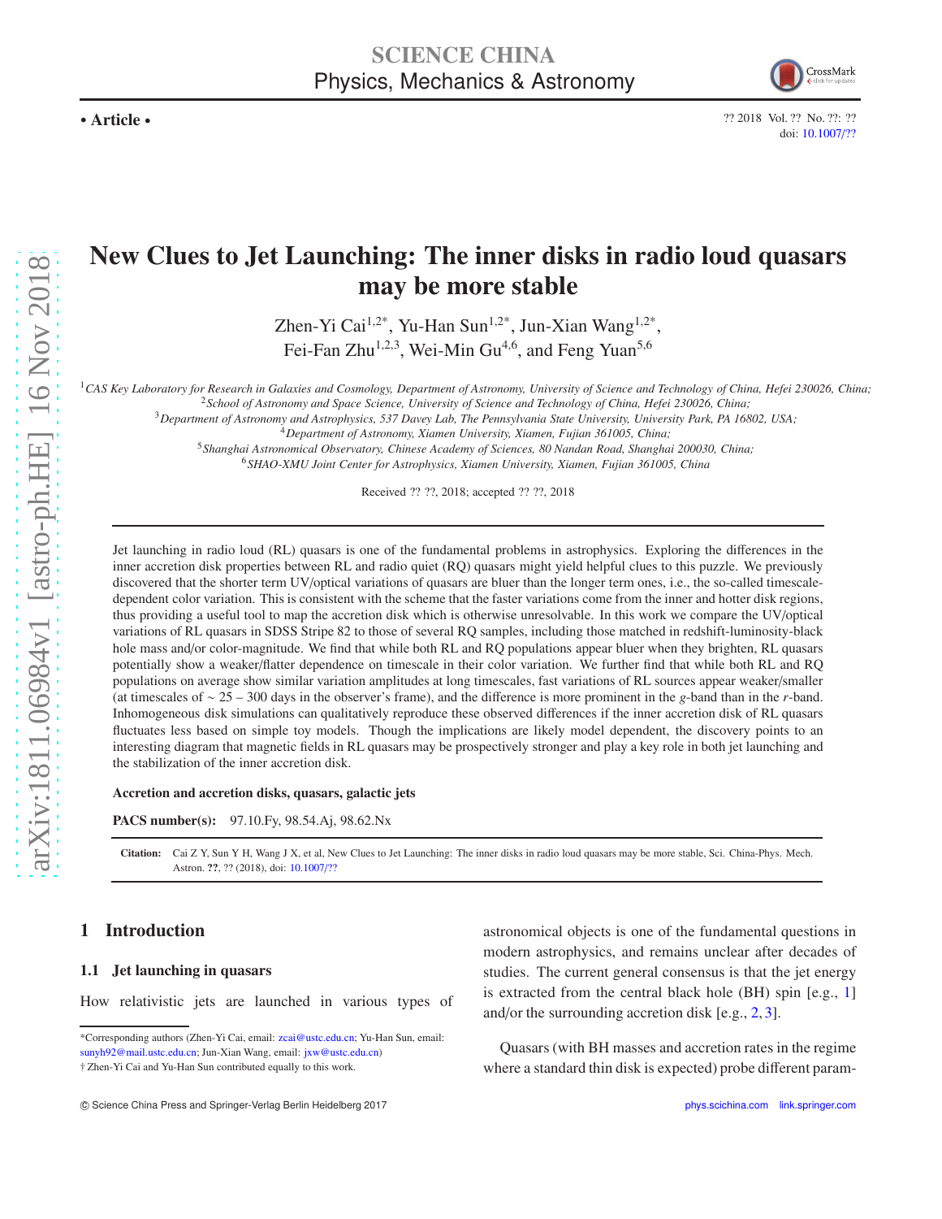**• Article •**

# New Clues to Jet Launching: The inner disks in radio loud quasars may be more stable

Zhen-Yi Cai[1,2*], Yu-Han Sun[1,2*], Jun-Xian Wang[1,2*], Fei-Fan Zhu[1,2,3], Wei-Min Gu[4,6], and Feng Yuan[5,6]

[1] *CAS Key Laboratory for Research in Galaxies and Cosmology, Department of Astronomy, University of Science and Technology of China, Hefei 230026, China;*
[2] *School of Astronomy and Space Science, University of Science and Technology of China, Hefei 230026, China;*
[3] *Department of Astronomy and Astrophysics, 537 Davey Lab, The Pennsylvania State University, University Park, PA 16802, USA;*
[4] *Department of Astronomy, Xiamen University, Xiamen, Fujian 361005, China;*
[5] *Shanghai Astronomical Observatory, Chinese Academy of Sciences, 80 Nandan Road, Shanghai 200030, China;*
[6] *SHAO-XMU Joint Center for Astrophysics, Xiamen University, Xiamen, Fujian 361005, China*

Received ?? ??, 2018; accepted ?? ??, 2018

Jet launching in radio loud (RL) quasars is one of the fundamental problems in astrophysics. Exploring the differences in the inner accretion disk properties between RL and radio quiet (RQ) quasars might yield helpful clues to this puzzle. We previously discovered that the shorter term UV/optical variations of quasars are bluer than the longer term ones, i.e., the so-called timescale-dependent color variation. This is consistent with the scheme that the faster variations come from the inner and hotter disk regions, thus providing a useful tool to map the accretion disk which is otherwise unresolvable. In this work we compare the UV/optical variations of RL quasars in SDSS Stripe 82 to those of several RQ samples, including those matched in redshift-luminosity-black hole mass and/or color-magnitude. We find that while both RL and RQ populations appear bluer when they brighten, RL quasars potentially show a weaker/flatter dependence on timescale in their color variation. We further find that while both RL and RQ populations on average show similar variation amplitudes at long timescales, fast variations of RL sources appear weaker/smaller (at timescales of $\sim 25 - 300$ days in the observer's frame), and the difference is more prominent in the $g$-band than in the $r$-band. Inhomogeneous disk simulations can qualitatively reproduce these observed differences if the inner accretion disk of RL quasars fluctuates less based on simple toy models. Though the implications are likely model dependent, the discovery points to an interesting diagram that magnetic fields in RL quasars may be prospectively stronger and play a key role in both jet launching and the stabilization of the inner accretion disk.

**Accretion and accretion disks, quasars, galactic jets**

**PACS number(s):** 97.10.Fy, 98.54.Aj, 98.62.Nx

**Citation:** Cai Z Y, Sun Y H, Wang J X, et al, New Clues to Jet Launching: The inner disks in radio loud quasars may be more stable, Sci. China-Phys. Mech. Astron. **??**, ?? (2018), doi: 10.1007/??

## 1 Introduction

### 1.1 Jet launching in quasars

How relativistic jets are launched in various types of astronomical objects is one of the fundamental questions in modern astrophysics, and remains unclear after decades of studies. The current general consensus is that the jet energy is extracted from the central black hole (BH) spin [e.g., 1] and/or the surrounding accretion disk [e.g., 2, 3].

Quasars (with BH masses and accretion rates in the regime where a standard thin disk is expected) probe different param-

---

*Corresponding authors (Zhen-Yi Cai, email: zcai@ustc.edu.cn; Yu-Han Sun, email: sunyh92@mail.ustc.edu.cn; Jun-Xian Wang, email: jxw@ustc.edu.cn)
† Zhen-Yi Cai and Yu-Han Sun contributed equally to this work.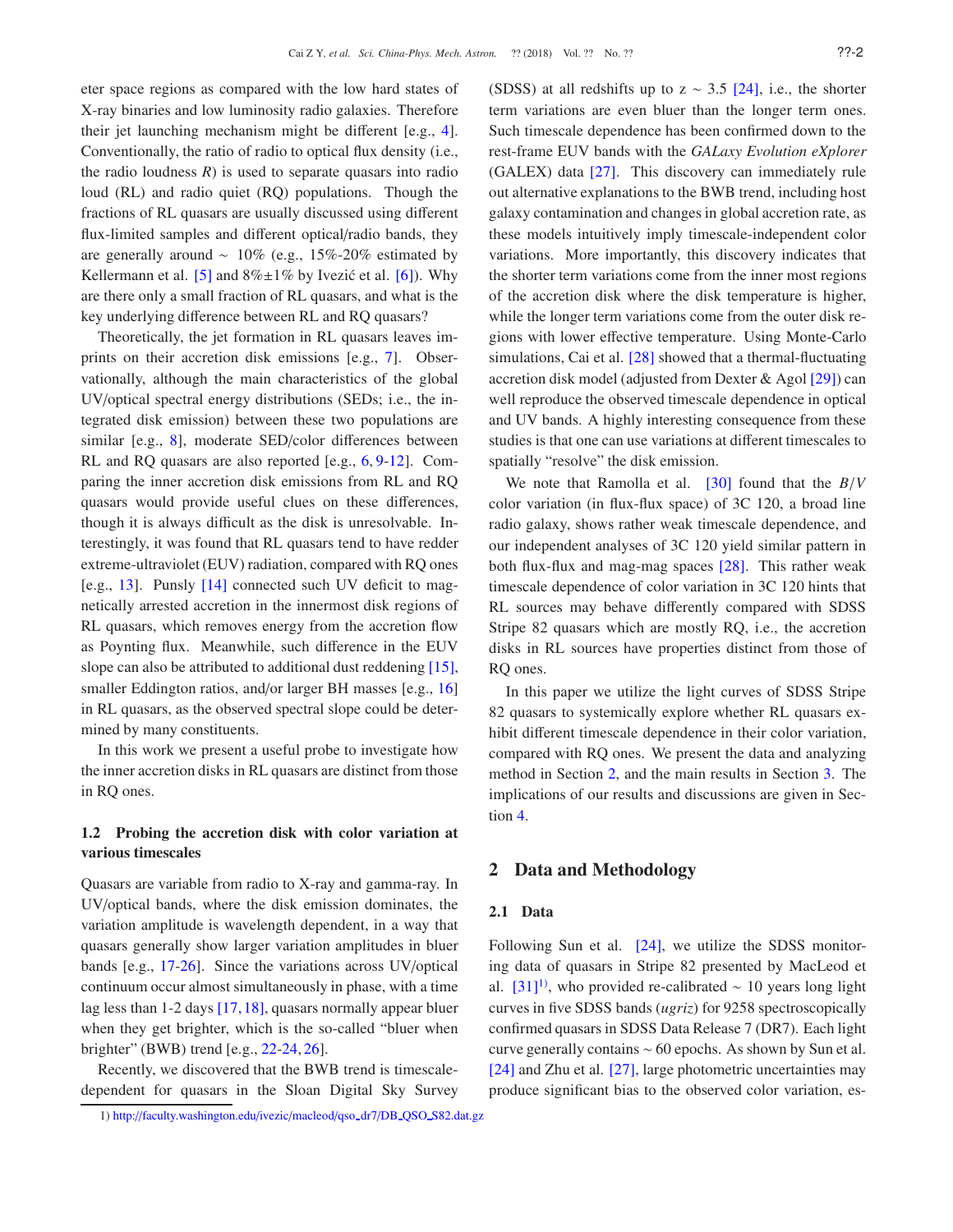eter space regions as compared with the low hard states of X-ray binaries and low luminosity radio galaxies. Therefore their jet launching mechanism might be different [e.g., 4]. Conventionally, the ratio of radio to optical flux density (i.e., the radio loudness $R$) is used to separate quasars into radio loud (RL) and radio quiet (RQ) populations. Though the fractions of RL quasars are usually discussed using different flux-limited samples and different optical/radio bands, they are generally around ~ 10% (e.g., 15%-20% estimated by Kellermann et al. [5] and 8%±1% by Ivezić et al. [6]). Why are there only a small fraction of RL quasars, and what is the key underlying difference between RL and RQ quasars?

Theoretically, the jet formation in RL quasars leaves imprints on their accretion disk emissions [e.g., 7]. Observationally, although the main characteristics of the global UV/optical spectral energy distributions (SEDs; i.e., the integrated disk emission) between these two populations are similar [e.g., 8], moderate SED/color differences between RL and RQ quasars are also reported [e.g., 6, 9-12]. Comparing the inner accretion disk emissions from RL and RQ quasars would provide useful clues on these differences, though it is always difficult as the disk is unresolvable. Interestingly, it was found that RL quasars tend to have redder extreme-ultraviolet (EUV) radiation, compared with RQ ones [e.g., 13]. Punsly [14] connected such UV deficit to magnetically arrested accretion in the innermost disk regions of RL quasars, which removes energy from the accretion flow as Poynting flux. Meanwhile, such difference in the EUV slope can also be attributed to additional dust reddening [15], smaller Eddington ratios, and/or larger BH masses [e.g., 16] in RL quasars, as the observed spectral slope could be determined by many constituents.

In this work we present a useful probe to investigate how the inner accretion disks in RL quasars are distinct from those in RQ ones.

### 1.2 Probing the accretion disk with color variation at various timescales

Quasars are variable from radio to X-ray and gamma-ray. In UV/optical bands, where the disk emission dominates, the variation amplitude is wavelength dependent, in a way that quasars generally show larger variation amplitudes in bluer bands [e.g., 17-26]. Since the variations across UV/optical continuum occur almost simultaneously in phase, with a time lag less than 1-2 days [17, 18], quasars normally appear bluer when they get brighter, which is the so-called "bluer when brighter" (BWB) trend [e.g., 22-24, 26].

Recently, we discovered that the BWB trend is timescale-dependent for quasars in the Sloan Digital Sky Survey (SDSS) at all redshifts up to z ~ 3.5 [24], i.e., the shorter term variations are even bluer than the longer term ones. Such timescale dependence has been confirmed down to the rest-frame EUV bands with the *GALaxy Evolution eXplorer* (GALEX) data [27]. This discovery can immediately rule out alternative explanations to the BWB trend, including host galaxy contamination and changes in global accretion rate, as these models intuitively imply timescale-independent color variations. More importantly, this discovery indicates that the shorter term variations come from the inner most regions of the accretion disk where the disk temperature is higher, while the longer term variations come from the outer disk regions with lower effective temperature. Using Monte-Carlo simulations, Cai et al. [28] showed that a thermal-fluctuating accretion disk model (adjusted from Dexter & Agol [29]) can well reproduce the observed timescale dependence in optical and UV bands. A highly interesting consequence from these studies is that one can use variations at different timescales to spatially "resolve" the disk emission.

We note that Ramolla et al. [30] found that the $B/V$ color variation (in flux-flux space) of 3C 120, a broad line radio galaxy, shows rather weak timescale dependence, and our independent analyses of 3C 120 yield similar pattern in both flux-flux and mag-mag spaces [28]. This rather weak timescale dependence of color variation in 3C 120 hints that RL sources may behave differently compared with SDSS Stripe 82 quasars which are mostly RQ, i.e., the accretion disks in RL sources have properties distinct from those of RQ ones.

In this paper we utilize the light curves of SDSS Stripe 82 quasars to systemically explore whether RL quasars exhibit different timescale dependence in their color variation, compared with RQ ones. We present the data and analyzing method in Section 2, and the main results in Section 3. The implications of our results and discussions are given in Section 4.

## 2 Data and Methodology

### 2.1 Data

Following Sun et al. [24], we utilize the SDSS monitoring data of quasars in Stripe 82 presented by MacLeod et al. [31][1)], who provided re-calibrated ~ 10 years long light curves in five SDSS bands (*ugriz*) for 9258 spectroscopically confirmed quasars in SDSS Data Release 7 (DR7). Each light curve generally contains ~ 60 epochs. As shown by Sun et al. [24] and Zhu et al. [27], large photometric uncertainties may produce significant bias to the observed color variation, es-

1) http://faculty.washington.edu/ivezic/macleod/qso_dr7/DB_QSO_S82.dat.gz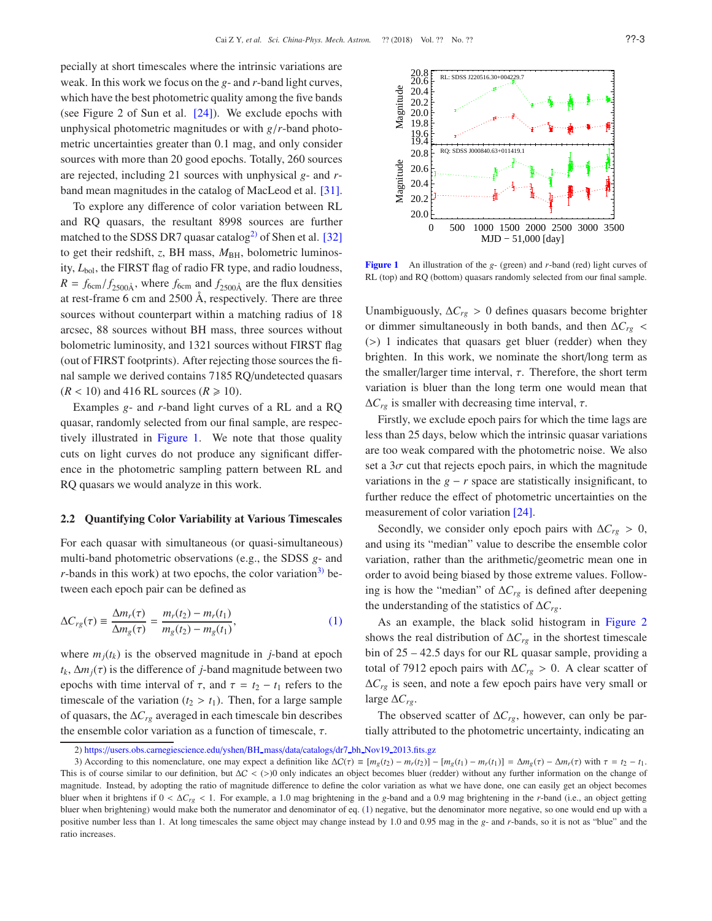pecially at short timescales where the intrinsic variations are weak. In this work we focus on the $g$- and $r$-band light curves, which have the best photometric quality among the five bands (see Figure 2 of Sun et al. [24]). We exclude epochs with unphysical photometric magnitudes or with $g/r$-band photometric uncertainties greater than 0.1 mag, and only consider sources with more than 20 good epochs. Totally, 260 sources are rejected, including 21 sources with unphysical $g$- and $r$-band mean magnitudes in the catalog of MacLeod et al. [31].

To explore any difference of color variation between RL and RQ quasars, the resultant 8998 sources are further matched to the SDSS DR7 quasar catalog[2)] of Shen et al. [32] to get their redshift, $z$, BH mass, $M_{\rm BH}$, bolometric luminosity, $L_{\rm bol}$, the FIRST flag of radio FR type, and radio loudness, $R = f_{6\rm cm}/f_{2500\rm Å}$, where $f_{6\rm cm}$ and $f_{2500\rm Å}$ are the flux densities at rest-frame 6 cm and 2500 Å, respectively. There are three sources without counterpart within a matching radius of 18 arcsec, 88 sources without BH mass, three sources without bolometric luminosity, and 1321 sources without FIRST flag (out of FIRST footprints). After rejecting those sources the final sample we derived contains 7185 RQ/undetected quasars ($R < 10$) and 416 RL sources ($R \geqslant 10$).

Examples $g$- and $r$-band light curves of a RL and a RQ quasar, randomly selected from our final sample, are respectively illustrated in Figure 1. We note that those quality cuts on light curves do not produce any significant difference in the photometric sampling pattern between RL and RQ quasars we would analyze in this work.

**Figure 1** An illustration of the $g$- (green) and $r$-band (red) light curves of RL (top) and RQ (bottom) quasars randomly selected from our final sample.

## 2.2 Quantifying Color Variability at Various Timescales

For each quasar with simultaneous (or quasi-simultaneous) multi-band photometric observations (e.g., the SDSS $g$- and $r$-bands in this work) at two epochs, the color variation[3)] between each epoch pair can be defined as

$$\Delta C_{rg}(\tau) \equiv \frac{\Delta m_r(\tau)}{\Delta m_g(\tau)} = \frac{m_r(t_2) - m_r(t_1)}{m_g(t_2) - m_g(t_1)}, \quad (1)$$

where $m_j(t_k)$ is the observed magnitude in $j$-band at epoch $t_k$, $\Delta m_j(\tau)$ is the difference of $j$-band magnitude between two epochs with time interval of $\tau$, and $\tau = t_2 - t_1$ refers to the timescale of the variation ($t_2 > t_1$). Then, for a large sample of quasars, the $\Delta C_{rg}$ averaged in each timescale bin describes the ensemble color variation as a function of timescale, $\tau$. Unambiguously, $\Delta C_{rg} > 0$ defines quasars become brighter or dimmer simultaneously in both bands, and then $\Delta C_{rg} <$ ($>$) 1 indicates that quasars get bluer (redder) when they brighten. In this work, we nominate the short/long term as the smaller/larger time interval, $\tau$. Therefore, the short term variation is bluer than the long term one would mean that $\Delta C_{rg}$ is smaller with decreasing time interval, $\tau$.

Firstly, we exclude epoch pairs for which the time lags are less than 25 days, below which the intrinsic quasar variations are too weak compared with the photometric noise. We also set a $3\sigma$ cut that rejects epoch pairs, in which the magnitude variations in the $g - r$ space are statistically insignificant, to further reduce the effect of photometric uncertainties on the measurement of color variation [24].

Secondly, we consider only epoch pairs with $\Delta C_{rg} > 0$, and using its "median" value to describe the ensemble color variation, rather than the arithmetic/geometric mean one in order to avoid being biased by those extreme values. Following is how the "median" of $\Delta C_{rg}$ is defined after deepening the understanding of the statistics of $\Delta C_{rg}$.

As an example, the black solid histogram in Figure 2 shows the real distribution of $\Delta C_{rg}$ in the shortest timescale bin of 25 – 42.5 days for our RL quasar sample, providing a total of 7912 epoch pairs with $\Delta C_{rg} > 0$. A clear scatter of $\Delta C_{rg}$ is seen, and note a few epoch pairs have very small or large $\Delta C_{rg}$.

The observed scatter of $\Delta C_{rg}$, however, can only be partially attributed to the photometric uncertainty, indicating an

---

2) https://users.obs.carnegiescience.edu/yshen/BH_mass/data/catalogs/dr7_bh_Nov19_2013.fits.gz

3) According to this nomenclature, one may expect a definition like $\Delta C(\tau) \equiv [m_g(t_2) - m_r(t_2)] - [m_g(t_1) - m_r(t_1)] = \Delta m_g(\tau) - \Delta m_r(\tau)$ with $\tau = t_2 - t_1$. This is of course similar to our definition, but $\Delta C <$ ($>$)0 only indicates an object becomes bluer (redder) without any further information on the change of magnitude. Instead, by adopting the ratio of magnitude difference to define the color variation as what we have done, one can easily get an object becomes bluer when it brightens if $0 < \Delta C_{rg} < 1$. For example, a 1.0 mag brightening in the $g$-band and a 0.9 mag brightening in the $r$-band (i.e., an object getting bluer when brightening) would make both the numerator and denominator of eq. (1) negative, but the denominator more negative, so one would end up with a positive number less than 1. At long timescales the same object may change instead by 1.0 and 0.95 mag in the $g$- and $r$-bands, so it is not as "blue" and the ratio increases.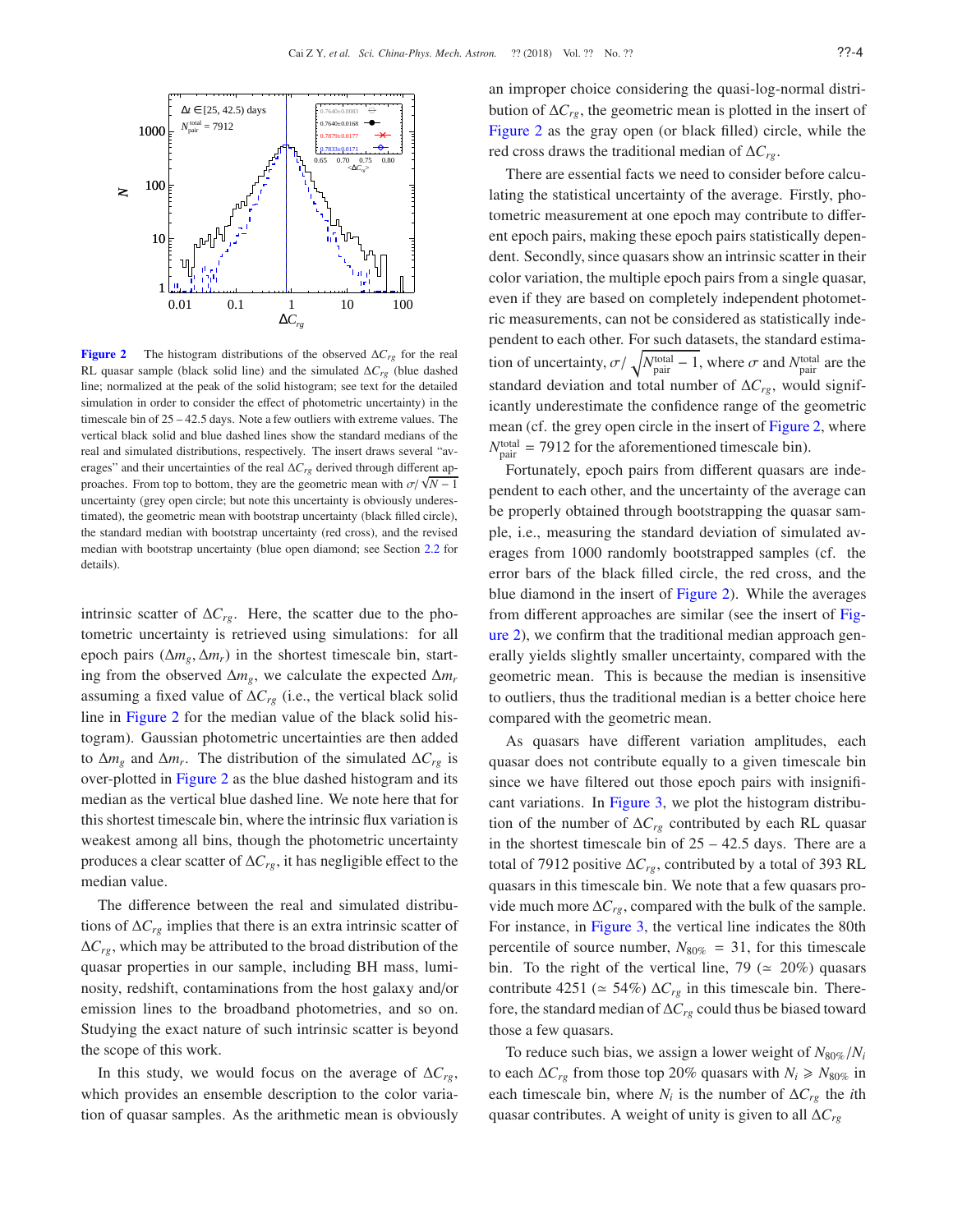**Figure 2** The histogram distributions of the observed $\Delta C_{rg}$ for the real RL quasar sample (black solid line) and the simulated $\Delta C_{rg}$ (blue dashed line; normalized at the peak of the solid histogram; see text for the detailed simulation in order to consider the effect of photometric uncertainty) in the timescale bin of 25 – 42.5 days. Note a few outliers with extreme values. The vertical black solid and blue dashed lines show the standard medians of the real and simulated distributions, respectively. The insert draws several "averages" and their uncertainties of the real $\Delta C_{rg}$ derived through different approaches. From top to bottom, they are the geometric mean with $\sigma/\sqrt{N-1}$ uncertainty (grey open circle; but note this uncertainty is obviously underestimated), the geometric mean with bootstrap uncertainty (black filled circle), the standard median with bootstrap uncertainty (red cross), and the revised median with bootstrap uncertainty (blue open diamond; see Section 2.2 for details).

intrinsic scatter of $\Delta C_{rg}$. Here, the scatter due to the photometric uncertainty is retrieved using simulations: for all epoch pairs $(\Delta m_g, \Delta m_r)$ in the shortest timescale bin, starting from the observed $\Delta m_g$, we calculate the expected $\Delta m_r$ assuming a fixed value of $\Delta C_{rg}$ (i.e., the vertical black solid line in Figure 2 for the median value of the black solid histogram). Gaussian photometric uncertainties are then added to $\Delta m_g$ and $\Delta m_r$. The distribution of the simulated $\Delta C_{rg}$ is over-plotted in Figure 2 as the blue dashed histogram and its median as the vertical blue dashed line. We note here that for this shortest timescale bin, where the intrinsic flux variation is weakest among all bins, though the photometric uncertainty produces a clear scatter of $\Delta C_{rg}$, it has negligible effect to the median value.

The difference between the real and simulated distributions of $\Delta C_{rg}$ implies that there is an extra intrinsic scatter of $\Delta C_{rg}$, which may be attributed to the broad distribution of the quasar properties in our sample, including BH mass, luminosity, redshift, contaminations from the host galaxy and/or emission lines to the broadband photometries, and so on. Studying the exact nature of such intrinsic scatter is beyond the scope of this work.

In this study, we would focus on the average of $\Delta C_{rg}$, which provides an ensemble description to the color variation of quasar samples. As the arithmetic mean is obviously an improper choice considering the quasi-log-normal distribution of $\Delta C_{rg}$, the geometric mean is plotted in the insert of Figure 2 as the gray open (or black filled) circle, while the red cross draws the traditional median of $\Delta C_{rg}$.

There are essential facts we need to consider before calculating the statistical uncertainty of the average. Firstly, photometric measurement at one epoch may contribute to different epoch pairs, making these epoch pairs statistically dependent. Secondly, since quasars show an intrinsic scatter in their color variation, the multiple epoch pairs from a single quasar, even if they are based on completely independent photometric measurements, can not be considered as statistically independent to each other. For such datasets, the standard estimation of uncertainty, $\sigma/\sqrt{N_{\rm pair}^{\rm total}-1}$, where $\sigma$ and $N_{\rm pair}^{\rm total}$ are the standard deviation and total number of $\Delta C_{rg}$, would significantly underestimate the confidence range of the geometric mean (cf. the grey open circle in the insert of Figure 2, where $N_{\rm pair}^{\rm total} = 7912$ for the aforementioned timescale bin).

Fortunately, epoch pairs from different quasars are independent to each other, and the uncertainty of the average can be properly obtained through bootstrapping the quasar sample, i.e., measuring the standard deviation of simulated averages from 1000 randomly bootstrapped samples (cf. the error bars of the black filled circle, the red cross, and the blue diamond in the insert of Figure 2). While the averages from different approaches are similar (see the insert of Figure 2), we confirm that the traditional median approach generally yields slightly smaller uncertainty, compared with the geometric mean. This is because the median is insensitive to outliers, thus the traditional median is a better choice here compared with the geometric mean.

As quasars have different variation amplitudes, each quasar does not contribute equally to a given timescale bin since we have filtered out those epoch pairs with insignificant variations. In Figure 3, we plot the histogram distribution of the number of $\Delta C_{rg}$ contributed by each RL quasar in the shortest timescale bin of 25 – 42.5 days. There are a total of 7912 positive $\Delta C_{rg}$, contributed by a total of 393 RL quasars in this timescale bin. We note that a few quasars provide much more $\Delta C_{rg}$, compared with the bulk of the sample. For instance, in Figure 3, the vertical line indicates the 80th percentile of source number, $N_{80\%} = 31$, for this timescale bin. To the right of the vertical line, 79 ($\simeq$ 20%) quasars contribute 4251 ($\simeq$ 54%) $\Delta C_{rg}$ in this timescale bin. Therefore, the standard median of $\Delta C_{rg}$ could thus be biased toward those a few quasars.

To reduce such bias, we assign a lower weight of $N_{80\%}/N_i$ to each $\Delta C_{rg}$ from those top 20% quasars with $N_i \geqslant N_{80\%}$ in each timescale bin, where $N_i$ is the number of $\Delta C_{rg}$ the $i$th quasar contributes. A weight of unity is given to all $\Delta C_{rg}$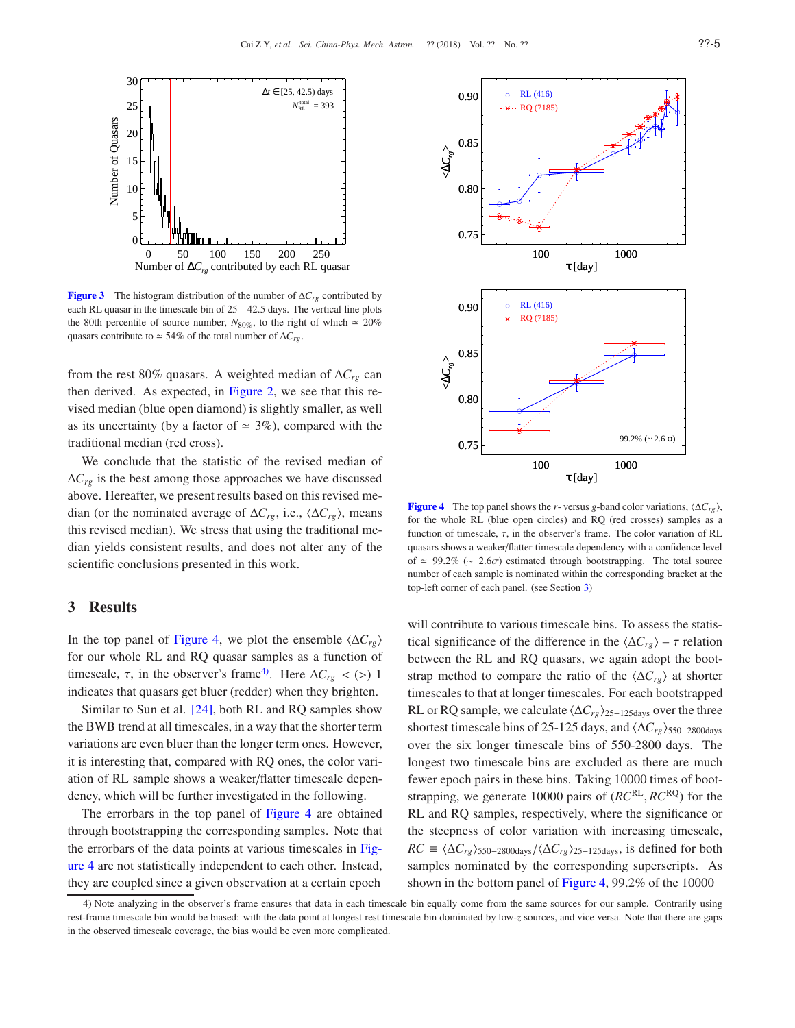**Figure 3** The histogram distribution of the number of $\Delta C_{rg}$ contributed by each RL quasar in the timescale bin of 25 – 42.5 days. The vertical line plots the 80th percentile of source number, $N_{80\%}$, to the right of which $\simeq$ 20% quasars contribute to $\simeq$ 54% of the total number of $\Delta C_{rg}$.

from the rest 80% quasars. A weighted median of $\Delta C_{rg}$ can then derived. As expected, in Figure 2, we see that this revised median (blue open diamond) is slightly smaller, as well as its uncertainty (by a factor of $\simeq$ 3%), compared with the traditional median (red cross).

We conclude that the statistic of the revised median of $\Delta C_{rg}$ is the best among those approaches we have discussed above. Hereafter, we present results based on this revised median (or the nominated average of $\Delta C_{rg}$, i.e., $\langle\Delta C_{rg}\rangle$, means this revised median). We stress that using the traditional median yields consistent results, and does not alter any of the scientific conclusions presented in this work.

## 3 Results

In the top panel of Figure 4, we plot the ensemble $\langle\Delta C_{rg}\rangle$ for our whole RL and RQ quasar samples as a function of timescale, $\tau$, in the observer's frame[4]. Here $\Delta C_{rg} < (>)$ 1 indicates that quasars get bluer (redder) when they brighten.

Similar to Sun et al. [24], both RL and RQ samples show the BWB trend at all timescales, in a way that the shorter term variations are even bluer than the longer term ones. However, it is interesting that, compared with RQ ones, the color variation of RL sample shows a weaker/flatter timescale dependency, which will be further investigated in the following.

The errorbars in the top panel of Figure 4 are obtained through bootstrapping the corresponding samples. Note that the errorbars of the data points at various timescales in Figure 4 are not statistically independent to each other. Instead, they are coupled since a given observation at a certain epoch will contribute to various timescale bins. To assess the statistical significance of the difference in the $\langle\Delta C_{rg}\rangle - \tau$ relation between the RL and RQ quasars, we again adopt the bootstrap method to compare the ratio of the $\langle\Delta C_{rg}\rangle$ at shorter timescales to that at longer timescales. For each bootstrapped RL or RQ sample, we calculate $\langle\Delta C_{rg}\rangle_{25-125\mathrm{days}}$ over the three shortest timescale bins of 25-125 days, and $\langle\Delta C_{rg}\rangle_{550-2800\mathrm{days}}$ over the six longer timescale bins of 550-2800 days. The longest two timescale bins are excluded as there are much fewer epoch pairs in these bins. Taking 10000 times of bootstrapping, we generate 10000 pairs of $(RC^{\mathrm{RL}}, RC^{\mathrm{RQ}})$ for the RL and RQ samples, respectively, where the significance or the steepness of color variation with increasing timescale, $RC \equiv \langle\Delta C_{rg}\rangle_{550-2800\mathrm{days}}/\langle\Delta C_{rg}\rangle_{25-125\mathrm{days}}$, is defined for both samples nominated by the corresponding superscripts. As shown in the bottom panel of Figure 4, 99.2% of the 10000

**Figure 4** The top panel shows the $r$- versus $g$-band color variations, $\langle\Delta C_{rg}\rangle$, for the whole RL (blue open circles) and RQ (red crosses) samples as a function of timescale, $\tau$, in the observer's frame. The color variation of RL quasars shows a weaker/flatter timescale dependency with a confidence level of $\simeq$ 99.2% ($\sim 2.6\sigma$) estimated through bootstrapping. The total source number of each sample is nominated within the corresponding bracket at the top-left corner of each panel. (see Section 3)

4) Note analyzing in the observer's frame ensures that data in each timescale bin equally come from the same sources for our sample. Contrarily using rest-frame timescale bin would be biased: with the data point at longest rest timescale bin dominated by low-$z$ sources, and vice versa. Note that there are gaps in the observed timescale coverage, the bias would be even more complicated.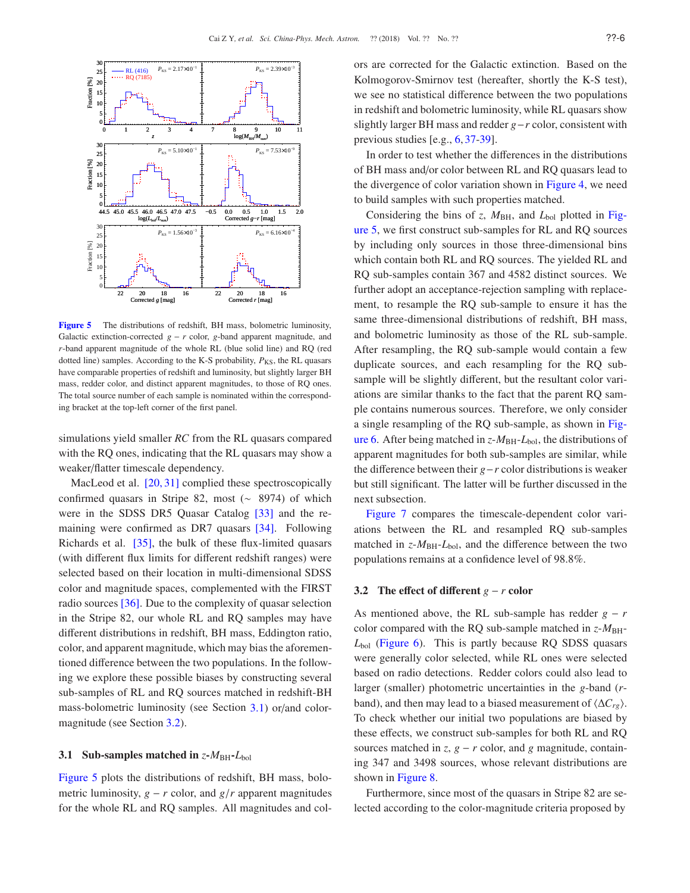**Figure 5** The distributions of redshift, BH mass, bolometric luminosity, Galactic extinction-corrected $g-r$ color, $g$-band apparent magnitude, and $r$-band apparent magnitude of the whole RL (blue solid line) and RQ (red dotted line) samples. According to the K-S probability, $P_{\rm KS}$, the RL quasars have comparable properties of redshift and luminosity, but slightly larger BH mass, redder color, and distinct apparent magnitudes, to those of RQ ones. The total source number of each sample is nominated within the corresponding bracket at the top-left corner of the first panel.

simulations yield smaller *RC* from the RL quasars compared with the RQ ones, indicating that the RL quasars may show a weaker/flatter timescale dependency.

MacLeod et al. [20, 31] complied these spectroscopically confirmed quasars in Stripe 82, most (∼ 8974) of which were in the SDSS DR5 Quasar Catalog [33] and the remaining were confirmed as DR7 quasars [34]. Following Richards et al. [35], the bulk of these flux-limited quasars (with different flux limits for different redshift ranges) were selected based on their location in multi-dimensional SDSS color and magnitude spaces, complemented with the FIRST radio sources [36]. Due to the complexity of quasar selection in the Stripe 82, our whole RL and RQ samples may have different distributions in redshift, BH mass, Eddington ratio, color, and apparent magnitude, which may bias the aforementioned difference between the two populations. In the following we explore these possible biases by constructing several sub-samples of RL and RQ sources matched in redshift-BH mass-bolometric luminosity (see Section 3.1) or/and color-magnitude (see Section 3.2).

### 3.1 Sub-samples matched in $z$-$M_{\rm BH}$-$L_{\rm bol}$

Figure 5 plots the distributions of redshift, BH mass, bolometric luminosity, $g-r$ color, and $g/r$ apparent magnitudes for the whole RL and RQ samples. All magnitudes and colors are corrected for the Galactic extinction. Based on the Kolmogorov-Smirnov test (hereafter, shortly the K-S test), we see no statistical difference between the two populations in redshift and bolometric luminosity, while RL quasars show slightly larger BH mass and redder $g-r$ color, consistent with previous studies [e.g., 6, 37-39].

In order to test whether the differences in the distributions of BH mass and/or color between RL and RQ quasars lead to the divergence of color variation shown in Figure 4, we need to build samples with such properties matched.

Considering the bins of $z$, $M_{\rm BH}$, and $L_{\rm bol}$ plotted in Figure 5, we first construct sub-samples for RL and RQ sources by including only sources in those three-dimensional bins which contain both RL and RQ sources. The yielded RL and RQ sub-samples contain 367 and 4582 distinct sources. We further adopt an acceptance-rejection sampling with replacement, to resample the RQ sub-sample to ensure it has the same three-dimensional distributions of redshift, BH mass, and bolometric luminosity as those of the RL sub-sample. After resampling, the RQ sub-sample would contain a few duplicate sources, and each resampling for the RQ sub-sample will be slightly different, but the resultant color variations are similar thanks to the fact that the parent RQ sample contains numerous sources. Therefore, we only consider a single resampling of the RQ sub-sample, as shown in Figure 6. After being matched in $z$-$M_{\rm BH}$-$L_{\rm bol}$, the distributions of apparent magnitudes for both sub-samples are similar, while the difference between their $g-r$ color distributions is weaker but still significant. The latter will be further discussed in the next subsection.

Figure 7 compares the timescale-dependent color variations between the RL and resampled RQ sub-samples matched in $z$-$M_{\rm BH}$-$L_{\rm bol}$, and the difference between the two populations remains at a confidence level of 98.8%.

### 3.2 The effect of different $g-r$ color

As mentioned above, the RL sub-sample has redder $g-r$ color compared with the RQ sub-sample matched in $z$-$M_{\rm BH}$-$L_{\rm bol}$ (Figure 6). This is partly because RQ SDSS quasars were generally color selected, while RL ones were selected based on radio detections. Redder colors could also lead to larger (smaller) photometric uncertainties in the $g$-band ($r$-band), and then may lead to a biased measurement of $\langle \Delta C_{rg} \rangle$. To check whether our initial two populations are biased by these effects, we construct sub-samples for both RL and RQ sources matched in $z$, $g-r$ color, and $g$ magnitude, containing 347 and 3498 sources, whose relevant distributions are shown in Figure 8.

Furthermore, since most of the quasars in Stripe 82 are selected according to the color-magnitude criteria proposed by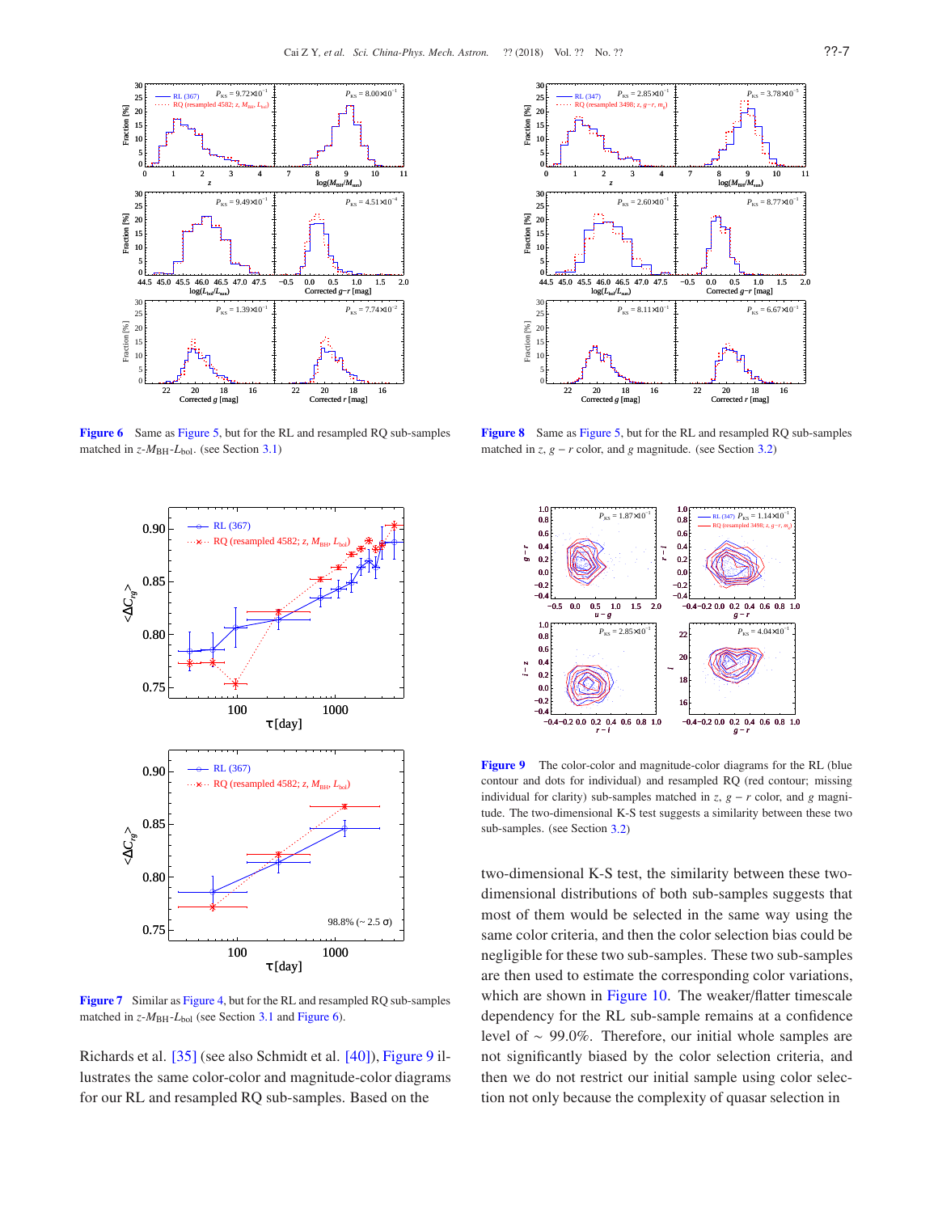**Figure 6** Same as Figure 5, but for the RL and resampled RQ sub-samples matched in $z$-$M_{\rm BH}$-$L_{\rm bol}$. (see Section 3.1)

**Figure 8** Same as Figure 5, but for the RL and resampled RQ sub-samples matched in $z$, $g-r$ color, and $g$ magnitude. (see Section 3.2)

**Figure 7** Similar as Figure 4, but for the RL and resampled RQ sub-samples matched in $z$-$M_{\rm BH}$-$L_{\rm bol}$ (see Section 3.1 and Figure 6).

**Figure 9** The color-color and magnitude-color diagrams for the RL (blue contour and dots for individual) and resampled RQ (red contour; missing individual for clarity) sub-samples matched in $z$, $g-r$ color, and $g$ magnitude. The two-dimensional K-S test suggests a similarity between these two sub-samples. (see Section 3.2)

Richards et al. [35] (see also Schmidt et al. [40]), Figure 9 illustrates the same color-color and magnitude-color diagrams for our RL and resampled RQ sub-samples. Based on the two-dimensional K-S test, the similarity between these two-dimensional distributions of both sub-samples suggests that most of them would be selected in the same way using the same color criteria, and then the color selection bias could be negligible for these two sub-samples. These two sub-samples are then used to estimate the corresponding color variations, which are shown in Figure 10. The weaker/flatter timescale dependency for the RL sub-sample remains at a confidence level of $\sim$ 99.0%. Therefore, our initial whole samples are not significantly biased by the color selection criteria, and then we do not restrict our initial sample using color selection not only because the complexity of quasar selection in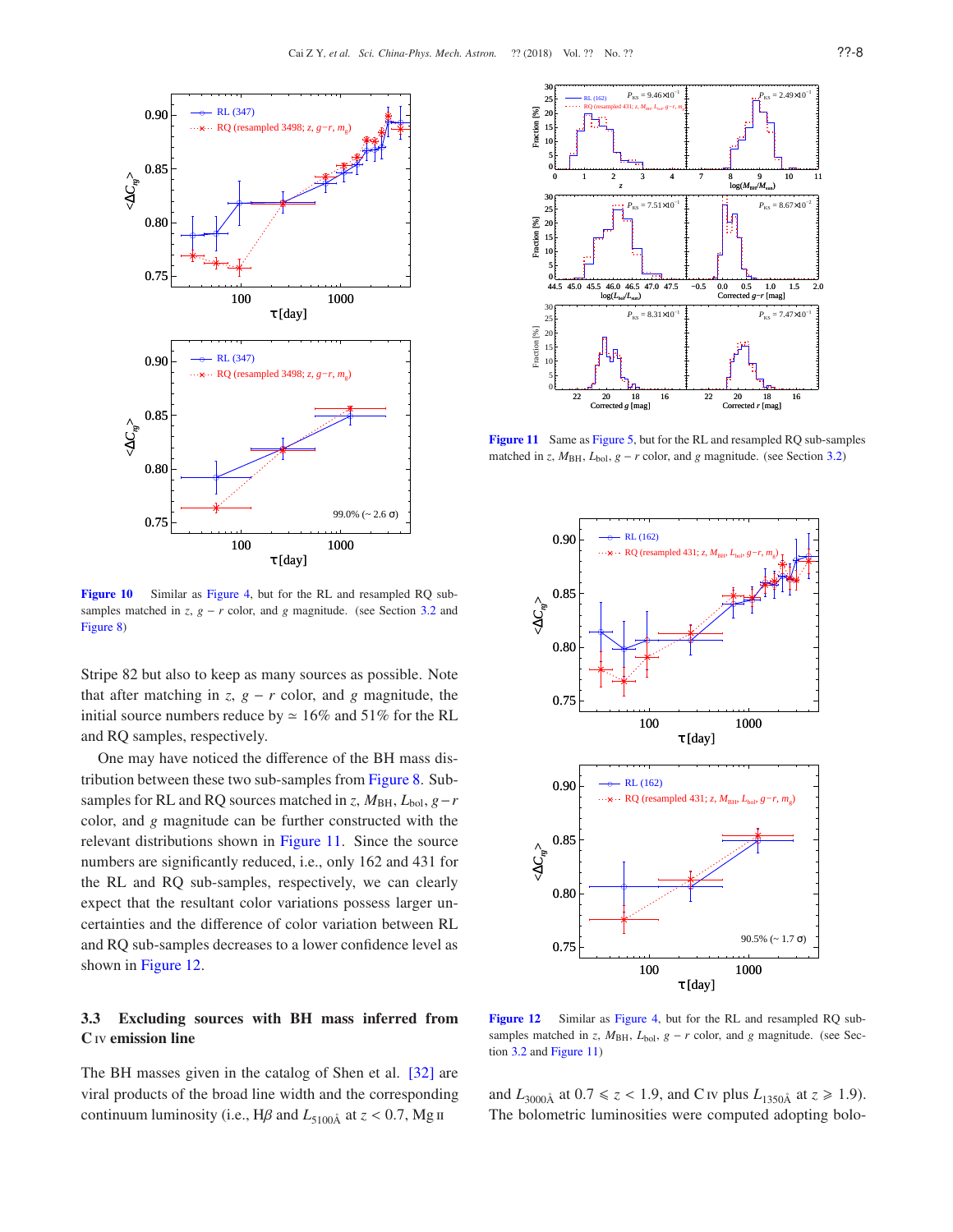**Figure 10** Similar as Figure 4, but for the RL and resampled RQ sub-samples matched in $z$, $g-r$ color, and $g$ magnitude. (see Section 3.2 and Figure 8)

Stripe 82 but also to keep as many sources as possible. Note that after matching in $z$, $g-r$ color, and $g$ magnitude, the initial source numbers reduce by $\simeq 16\%$ and 51% for the RL and RQ samples, respectively.

One may have noticed the difference of the BH mass distribution between these two sub-samples from Figure 8. Sub-samples for RL and RQ sources matched in $z$, $M_{\rm BH}$, $L_{\rm bol}$, $g-r$ color, and $g$ magnitude can be further constructed with the relevant distributions shown in Figure 11. Since the source numbers are significantly reduced, i.e., only 162 and 431 for the RL and RQ sub-samples, respectively, we can clearly expect that the resultant color variations possess larger uncertainties and the difference of color variation between RL and RQ sub-samples decreases to a lower confidence level as shown in Figure 12.

### 3.3 Excluding sources with BH mass inferred from C IV emission line

The BH masses given in the catalog of Shen et al. [32] are viral products of the broad line width and the corresponding continuum luminosity (i.e., H$\beta$ and $L_{5100\text{Å}}$ at $z < 0.7$, Mg II and $L_{3000\text{Å}}$ at $0.7 \leqslant z < 1.9$, and C IV plus $L_{1350\text{Å}}$ at $z \geqslant 1.9$). The bolometric luminosities were computed adopting bolo-

**Figure 11** Same as Figure 5, but for the RL and resampled RQ sub-samples matched in $z$, $M_{\rm BH}$, $L_{\rm bol}$, $g-r$ color, and $g$ magnitude. (see Section 3.2)

**Figure 12** Similar as Figure 4, but for the RL and resampled RQ sub-samples matched in $z$, $M_{\rm BH}$, $L_{\rm bol}$, $g-r$ color, and $g$ magnitude. (see Section 3.2 and Figure 11)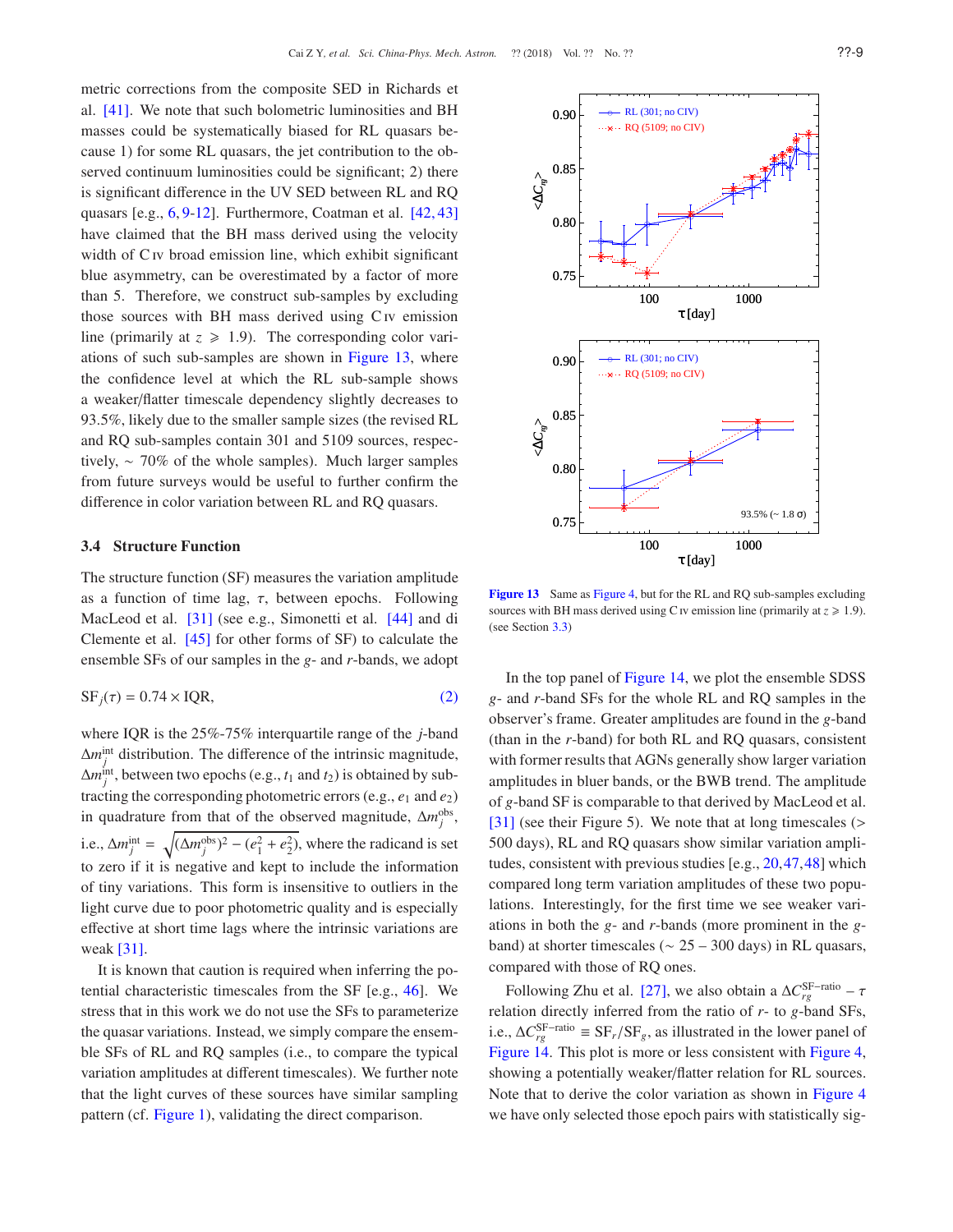metric corrections from the composite SED in Richards et al. [41]. We note that such bolometric luminosities and BH masses could be systematically biased for RL quasars because 1) for some RL quasars, the jet contribution to the observed continuum luminosities could be significant; 2) there is significant difference in the UV SED between RL and RQ quasars [e.g., 6, 9-12]. Furthermore, Coatman et al. [42, 43] have claimed that the BH mass derived using the velocity width of C IV broad emission line, which exhibit significant blue asymmetry, can be overestimated by a factor of more than 5. Therefore, we construct sub-samples by excluding those sources with BH mass derived using C IV emission line (primarily at $z \geqslant 1.9$). The corresponding color variations of such sub-samples are shown in Figure 13, where the confidence level at which the RL sub-sample shows a weaker/flatter timescale dependency slightly decreases to 93.5%, likely due to the smaller sample sizes (the revised RL and RQ sub-samples contain 301 and 5109 sources, respectively, ~ 70% of the whole samples). Much larger samples from future surveys would be useful to further confirm the difference in color variation between RL and RQ quasars.

### 3.4 Structure Function

The structure function (SF) measures the variation amplitude as a function of time lag, $\tau$, between epochs. Following MacLeod et al. [31] (see e.g., Simonetti et al. [44] and di Clemente et al. [45] for other forms of SF) to calculate the ensemble SFs of our samples in the $g$- and $r$-bands, we adopt

$$\mathrm{SF}_j(\tau) = 0.74 \times \mathrm{IQR}, \tag{2}$$

where IQR is the 25%-75% interquartile range of the $j$-band $\Delta m_j^{\rm int}$ distribution. The difference of the intrinsic magnitude, $\Delta m_j^{\rm int}$, between two epochs (e.g., $t_1$ and $t_2$) is obtained by subtracting the corresponding photometric errors (e.g., $e_1$ and $e_2$) in quadrature from that of the observed magnitude, $\Delta m_j^{\rm obs}$, i.e., $\Delta m_j^{\rm int} = \sqrt{(\Delta m_j^{\rm obs})^2 - (e_1^2 + e_2^2)}$, where the radicand is set to zero if it is negative and kept to include the information of tiny variations. This form is insensitive to outliers in the light curve due to poor photometric quality and is especially effective at short time lags where the intrinsic variations are weak [31].

It is known that caution is required when inferring the potential characteristic timescales from the SF [e.g., 46]. We stress that in this work we do not use the SFs to parameterize the quasar variations. Instead, we simply compare the ensemble SFs of RL and RQ samples (i.e., to compare the typical variation amplitudes at different timescales). We further note that the light curves of these sources have similar sampling pattern (cf. Figure 1), validating the direct comparison.

**Figure 13** Same as Figure 4, but for the RL and RQ sub-samples excluding sources with BH mass derived using C IV emission line (primarily at $z \geqslant 1.9$). (see Section 3.3)

In the top panel of Figure 14, we plot the ensemble SDSS $g$- and $r$-band SFs for the whole RL and RQ samples in the observer's frame. Greater amplitudes are found in the $g$-band (than in the $r$-band) for both RL and RQ quasars, consistent with former results that AGNs generally show larger variation amplitudes in bluer bands, or the BWB trend. The amplitude of $g$-band SF is comparable to that derived by MacLeod et al. [31] (see their Figure 5). We note that at long timescales (> 500 days), RL and RQ quasars show similar variation amplitudes, consistent with previous studies [e.g., 20, 47, 48] which compared long term variation amplitudes of these two populations. Interestingly, for the first time we see weaker variations in both the $g$- and $r$-bands (more prominent in the $g$-band) at shorter timescales (~ 25 – 300 days) in RL quasars, compared with those of RQ ones.

Following Zhu et al. [27], we also obtain a $\Delta C_{rg}^{\rm SF-ratio} - \tau$ relation directly inferred from the ratio of $r$- to $g$-band SFs, i.e., $\Delta C_{rg}^{\rm SF-ratio} \equiv \mathrm{SF}_r/\mathrm{SF}_g$, as illustrated in the lower panel of Figure 14. This plot is more or less consistent with Figure 4, showing a potentially weaker/flatter relation for RL sources. Note that to derive the color variation as shown in Figure 4 we have only selected those epoch pairs with statistically sig-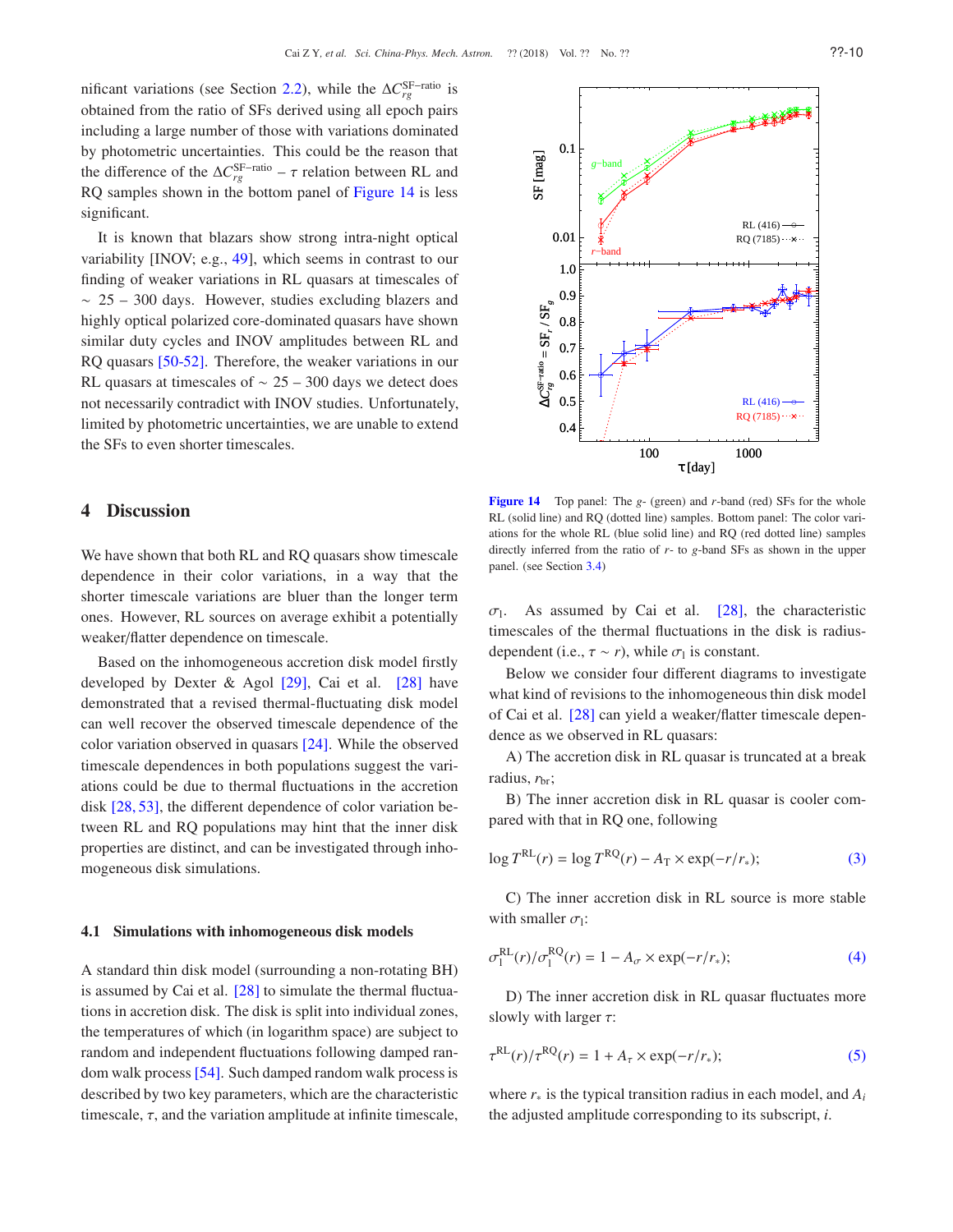nificant variations (see Section 2.2), while the $\Delta C_{rg}^{\rm SF-ratio}$ is obtained from the ratio of SFs derived using all epoch pairs including a large number of those with variations dominated by photometric uncertainties. This could be the reason that the difference of the $\Delta C_{rg}^{\rm SF-ratio} - \tau$ relation between RL and RQ samples shown in the bottom panel of Figure 14 is less significant.

It is known that blazars show strong intra-night optical variability [INOV; e.g., 49], which seems in contrast to our finding of weaker variations in RL quasars at timescales of $\sim$ 25 – 300 days. However, studies excluding blazars and highly optical polarized core-dominated quasars have shown similar duty cycles and INOV amplitudes between RL and RQ quasars [50-52]. Therefore, the weaker variations in our RL quasars at timescales of $\sim$ 25 – 300 days we detect does not necessarily contradict with INOV studies. Unfortunately, limited by photometric uncertainties, we are unable to extend the SFs to even shorter timescales.

**Figure 14** Top panel: The $g$- (green) and $r$-band (red) SFs for the whole RL (solid line) and RQ (dotted line) samples. Bottom panel: The color variations for the whole RL (blue solid line) and RQ (red dotted line) samples directly inferred from the ratio of $r$- to $g$-band SFs as shown in the upper panel. (see Section 3.4)

## 4 Discussion

We have shown that both RL and RQ quasars show timescale dependence in their color variations, in a way that the shorter timescale variations are bluer than the longer term ones. However, RL sources on average exhibit a potentially weaker/flatter dependence on timescale.

Based on the inhomogeneous accretion disk model firstly developed by Dexter & Agol [29], Cai et al. [28] have demonstrated that a revised thermal-fluctuating disk model can well recover the observed timescale dependence of the color variation observed in quasars [24]. While the observed timescale dependences in both populations suggest the variations could be due to thermal fluctuations in the accretion disk [28, 53], the different dependence of color variation between RL and RQ populations may hint that the inner disk properties are distinct, and can be investigated through inhomogeneous disk simulations.

### 4.1 Simulations with inhomogeneous disk models

A standard thin disk model (surrounding a non-rotating BH) is assumed by Cai et al. [28] to simulate the thermal fluctuations in accretion disk. The disk is split into individual zones, the temperatures of which (in logarithm space) are subject to random and independent fluctuations following damped random walk process [54]. Such damped random walk process is described by two key parameters, which are the characteristic timescale, $\tau$, and the variation amplitude at infinite timescale, $\sigma_1$. As assumed by Cai et al. [28], the characteristic timescales of the thermal fluctuations in the disk is radius-dependent (i.e., $\tau \sim r$), while $\sigma_1$ is constant.

Below we consider four different diagrams to investigate what kind of revisions to the inhomogeneous thin disk model of Cai et al. [28] can yield a weaker/flatter timescale dependence as we observed in RL quasars:

A) The accretion disk in RL quasar is truncated at a break radius, $r_{\rm br}$;

B) The inner accretion disk in RL quasar is cooler compared with that in RQ one, following

$$\log T^{\rm RL}(r) = \log T^{\rm RQ}(r) - A_{\rm T} \times \exp(-r/r_*); \tag{3}$$

C) The inner accretion disk in RL source is more stable with smaller $\sigma_1$:

$$\sigma_1^{\rm RL}(r)/\sigma_1^{\rm RQ}(r) = 1 - A_\sigma \times \exp(-r/r_*); \tag{4}$$

D) The inner accretion disk in RL quasar fluctuates more slowly with larger $\tau$:

$$\tau^{\rm RL}(r)/\tau^{\rm RQ}(r) = 1 + A_\tau \times \exp(-r/r_*); \tag{5}$$

where $r_*$ is the typical transition radius in each model, and $A_i$ the adjusted amplitude corresponding to its subscript, $i$.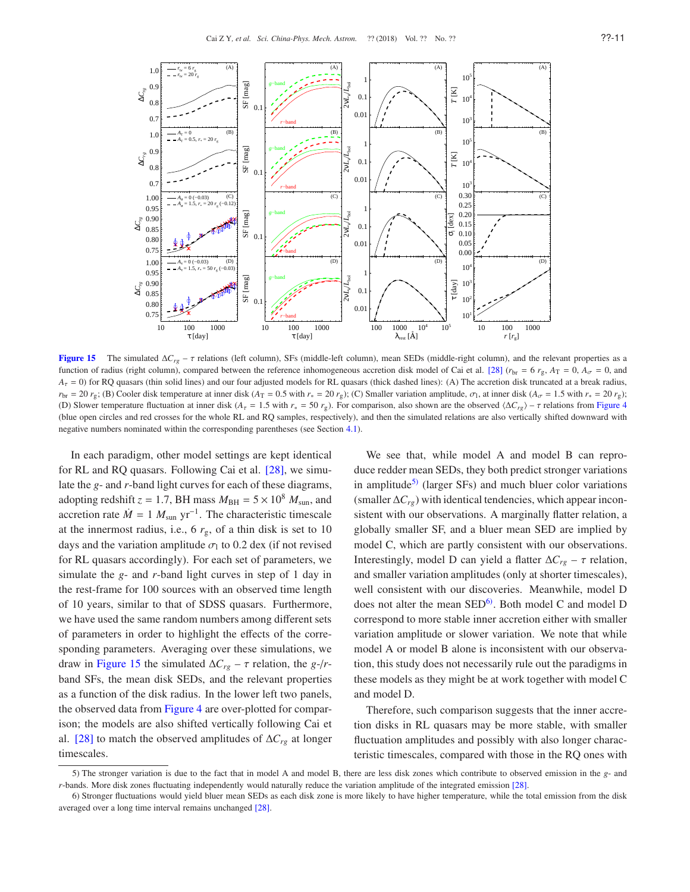**Figure 15** The simulated $\Delta C_{rg} - \tau$ relations (left column), SFs (middle-left column), mean SEDs (middle-right column), and the relevant properties as a function of radius (right column), compared between the reference inhomogeneous accretion disk model of Cai et al. [28] ($r_{\rm br} = 6\ r_g$, $A_T = 0$, $A_\sigma = 0$, and $A_\tau = 0$) for RQ quasars (thin solid lines) and our four adjusted models for RL quasars (thick dashed lines): (A) The accretion disk truncated at a break radius, $r_{\rm br} = 20\ r_g$; (B) Cooler disk temperature at inner disk ($A_T = 0.5$ with $r_* = 20\ r_g$); (C) Smaller variation amplitude, $\sigma_l$, at inner disk ($A_\sigma = 1.5$ with $r_* = 20\ r_g$); (D) Slower temperature fluctuation at inner disk ($A_\tau = 1.5$ with $r_* = 50\ r_g$). For comparison, also shown are the observed $\langle \Delta C_{rg} \rangle - \tau$ relations from Figure 4 (blue open circles and red crosses for the whole RL and RQ samples, respectively), and then the simulated relations are also vertically shifted downward with negative numbers nominated within the corresponding parentheses (see Section 4.1).

In each paradigm, other model settings are kept identical for RL and RQ quasars. Following Cai et al. [28], we simulate the $g$- and $r$-band light curves for each of these diagrams, adopting redshift $z = 1.7$, BH mass $M_{\rm BH} = 5 \times 10^8\ M_{\rm sun}$, and accretion rate $\dot{M} = 1\ M_{\rm sun}\ {\rm yr}^{-1}$. The characteristic timescale at the innermost radius, i.e., $6\ r_g$, of a thin disk is set to 10 days and the variation amplitude $\sigma_l$ to 0.2 dex (if not revised for RL quasars accordingly). For each set of parameters, we simulate the $g$- and $r$-band light curves in step of 1 day in the rest-frame for 100 sources with an observed time length of 10 years, similar to that of SDSS quasars. Furthermore, we have used the same random numbers among different sets of parameters in order to highlight the effects of the corresponding parameters. Averaging over these simulations, we draw in Figure 15 the simulated $\Delta C_{rg} - \tau$ relation, the $g$-/$r$-band SFs, the mean disk SEDs, and the relevant properties as a function of the disk radius. In the lower left two panels, the observed data from Figure 4 are over-plotted for comparison; the models are also shifted vertically following Cai et al. [28] to match the observed amplitudes of $\Delta C_{rg}$ at longer timescales.

We see that, while model A and model B can reproduce redder mean SEDs, they both predict stronger variations in amplitude[5] (larger SFs) and much bluer color variations (smaller $\Delta C_{rg}$) with identical tendencies, which appear inconsistent with our observations. A marginally flatter relation, a globally smaller SF, and a bluer mean SED are implied by model C, which are partly consistent with our observations. Interestingly, model D can yield a flatter $\Delta C_{rg} - \tau$ relation, and smaller variation amplitudes (only at shorter timescales), well consistent with our discoveries. Meanwhile, model D does not alter the mean SED[6]. Both model C and model D correspond to more stable inner accretion either with smaller variation amplitude or slower variation. We note that while model A or model B alone is inconsistent with our observation, this study does not necessarily rule out the paradigms in these models as they might be at work together with model C and model D.

Therefore, such comparison suggests that the inner accretion disks in RL quasars may be more stable, with smaller fluctuation amplitudes and possibly with also longer characteristic timescales, compared with those in the RQ ones with

5) The stronger variation is due to the fact that in model A and model B, there are less disk zones which contribute to observed emission in the $g$- and $r$-bands. More disk zones fluctuating independently would naturally reduce the variation amplitude of the integrated emission [28].

6) Stronger fluctuations would yield bluer mean SEDs as each disk zone is more likely to have higher temperature, while the total emission from the disk averaged over a long time interval remains unchanged [28].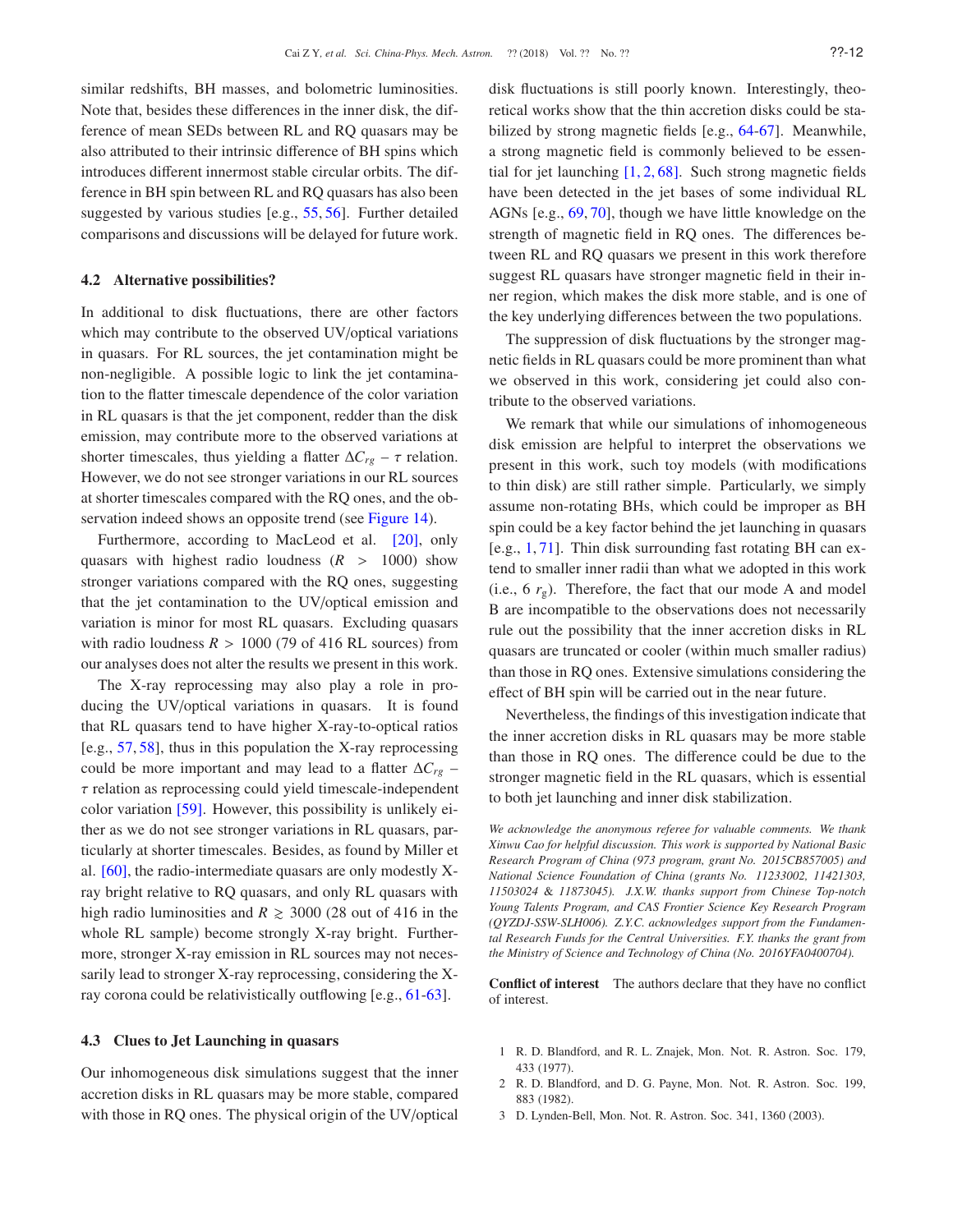similar redshifts, BH masses, and bolometric luminosities. Note that, besides these differences in the inner disk, the difference of mean SEDs between RL and RQ quasars may be also attributed to their intrinsic difference of BH spins which introduces different innermost stable circular orbits. The difference in BH spin between RL and RQ quasars has also been suggested by various studies [e.g., 55, 56]. Further detailed comparisons and discussions will be delayed for future work.

### 4.2 Alternative possibilities?

In additional to disk fluctuations, there are other factors which may contribute to the observed UV/optical variations in quasars. For RL sources, the jet contamination might be non-negligible. A possible logic to link the jet contamination to the flatter timescale dependence of the color variation in RL quasars is that the jet component, redder than the disk emission, may contribute more to the observed variations at shorter timescales, thus yielding a flatter $\Delta C_{rg} - \tau$ relation. However, we do not see stronger variations in our RL sources at shorter timescales compared with the RQ ones, and the observation indeed shows an opposite trend (see Figure 14).

Furthermore, according to MacLeod et al. [20], only quasars with highest radio loudness ($R > 1000$) show stronger variations compared with the RQ ones, suggesting that the jet contamination to the UV/optical emission and variation is minor for most RL quasars. Excluding quasars with radio loudness $R > 1000$ (79 of 416 RL sources) from our analyses does not alter the results we present in this work.

The X-ray reprocessing may also play a role in producing the UV/optical variations in quasars. It is found that RL quasars tend to have higher X-ray-to-optical ratios [e.g., 57, 58], thus in this population the X-ray reprocessing could be more important and may lead to a flatter $\Delta C_{rg} - \tau$ relation as reprocessing could yield timescale-independent color variation [59]. However, this possibility is unlikely either as we do not see stronger variations in RL quasars, particularly at shorter timescales. Besides, as found by Miller et al. [60], the radio-intermediate quasars are only modestly X-ray bright relative to RQ quasars, and only RL quasars with high radio luminosities and $R \gtrsim 3000$ (28 out of 416 in the whole RL sample) become strongly X-ray bright. Furthermore, stronger X-ray emission in RL sources may not necessarily lead to stronger X-ray reprocessing, considering the X-ray corona could be relativistically outflowing [e.g., 61-63].

### 4.3 Clues to Jet Launching in quasars

Our inhomogeneous disk simulations suggest that the inner accretion disks in RL quasars may be more stable, compared with those in RQ ones. The physical origin of the UV/optical disk fluctuations is still poorly known. Interestingly, theoretical works show that the thin accretion disks could be stabilized by strong magnetic fields [e.g., 64-67]. Meanwhile, a strong magnetic field is commonly believed to be essential for jet launching [1, 2, 68]. Such strong magnetic fields have been detected in the jet bases of some individual RL AGNs [e.g., 69, 70], though we have little knowledge on the strength of magnetic field in RQ ones. The differences between RL and RQ quasars we present in this work therefore suggest RL quasars have stronger magnetic field in their inner region, which makes the disk more stable, and is one of the key underlying differences between the two populations.

The suppression of disk fluctuations by the stronger magnetic fields in RL quasars could be more prominent than what we observed in this work, considering jet could also contribute to the observed variations.

We remark that while our simulations of inhomogeneous disk emission are helpful to interpret the observations we present in this work, such toy models (with modifications to thin disk) are still rather simple. Particularly, we simply assume non-rotating BHs, which could be improper as BH spin could be a key factor behind the jet launching in quasars [e.g., 1, 71]. Thin disk surrounding fast rotating BH can extend to smaller inner radii than what we adopted in this work (i.e., 6 $r_g$). Therefore, the fact that our mode A and model B are incompatible to the observations does not necessarily rule out the possibility that the inner accretion disks in RL quasars are truncated or cooler (within much smaller radius) than those in RQ ones. Extensive simulations considering the effect of BH spin will be carried out in the near future.

Nevertheless, the findings of this investigation indicate that the inner accretion disks in RL quasars may be more stable than those in RQ ones. The difference could be due to the stronger magnetic field in the RL quasars, which is essential to both jet launching and inner disk stabilization.

*We acknowledge the anonymous referee for valuable comments. We thank Xinwu Cao for helpful discussion. This work is supported by National Basic Research Program of China (973 program, grant No. 2015CB857005) and National Science Foundation of China (grants No. 11233002, 11421303, 11503024 & 11873045). J.X.W. thanks support from Chinese Top-notch Young Talents Program, and CAS Frontier Science Key Research Program (QYZDJ-SSW-SLH006). Z.Y.C. acknowledges support from the Fundamental Research Funds for the Central Universities. F.Y. thanks the grant from the Ministry of Science and Technology of China (No. 2016YFA0400704).*

**Conflict of interest** The authors declare that they have no conflict of interest.

1 R. D. Blandford, and R. L. Znajek, Mon. Not. R. Astron. Soc. 179, 433 (1977).
2 R. D. Blandford, and D. G. Payne, Mon. Not. R. Astron. Soc. 199, 883 (1982).
3 D. Lynden-Bell, Mon. Not. R. Astron. Soc. 341, 1360 (2003).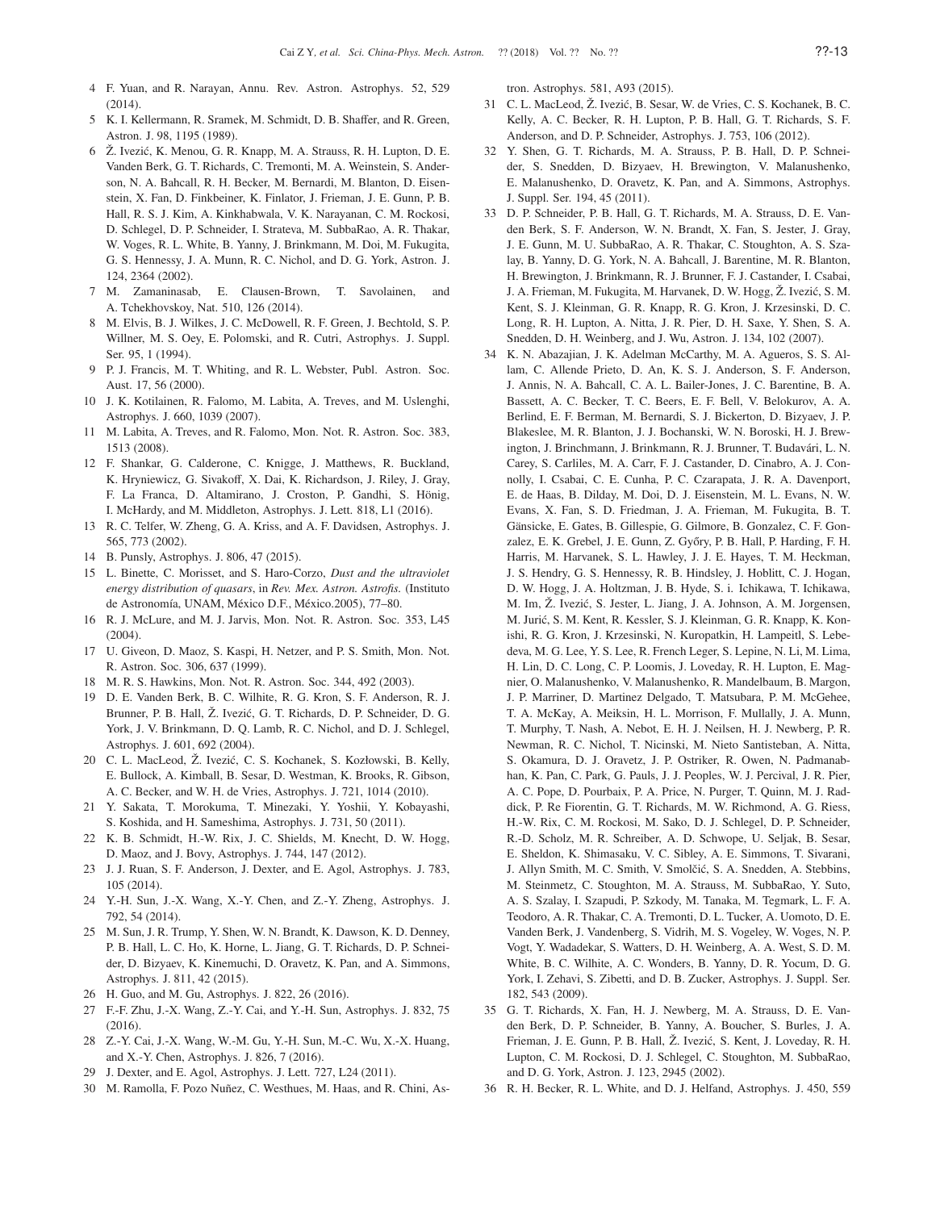4 F. Yuan, and R. Narayan, Annu. Rev. Astron. Astrophys. 52, 529 (2014).

5 K. I. Kellermann, R. Sramek, M. Schmidt, D. B. Shaffer, and R. Green, Astron. J. 98, 1195 (1989).

6 Ž. Ivezić, K. Menou, G. R. Knapp, M. A. Strauss, R. H. Lupton, D. E. Vanden Berk, G. T. Richards, C. Tremonti, M. A. Weinstein, S. Anderson, N. A. Bahcall, R. H. Becker, M. Bernardi, M. Blanton, D. Eisenstein, X. Fan, D. Finkbeiner, K. Finlator, J. Frieman, J. E. Gunn, P. B. Hall, R. S. J. Kim, A. Kinkhabwala, V. K. Narayanan, C. M. Rockosi, D. Schlegel, D. P. Schneider, I. Strateva, M. SubbaRao, A. R. Thakar, W. Voges, R. L. White, B. Yanny, J. Brinkmann, M. Doi, M. Fukugita, G. S. Hennessy, J. A. Munn, R. C. Nichol, and D. G. York, Astron. J. 124, 2364 (2002).

7 M. Zamaninasab, E. Clausen-Brown, T. Savolainen, and A. Tchekhovskoy, Nat. 510, 126 (2014).

8 M. Elvis, B. J. Wilkes, J. C. McDowell, R. F. Green, J. Bechtold, S. P. Willner, M. S. Oey, E. Polomski, and R. Cutri, Astrophys. J. Suppl. Ser. 95, 1 (1994).

9 P. J. Francis, M. T. Whiting, and R. L. Webster, Publ. Astron. Soc. Aust. 17, 56 (2000).

10 J. K. Kotilainen, R. Falomo, M. Labita, A. Treves, and M. Uslenghi, Astrophys. J. 660, 1039 (2007).

11 M. Labita, A. Treves, and R. Falomo, Mon. Not. R. Astron. Soc. 383, 1513 (2008).

12 F. Shankar, G. Calderone, C. Knigge, J. Matthews, R. Buckland, K. Hryniewicz, G. Sivakoff, X. Dai, K. Richardson, J. Riley, J. Gray, F. La Franca, D. Altamirano, J. Croston, P. Gandhi, S. Hönig, I. McHardy, and M. Middleton, Astrophys. J. Lett. 818, L1 (2016).

13 R. C. Telfer, W. Zheng, G. A. Kriss, and A. F. Davidsen, Astrophys. J. 565, 773 (2002).

14 B. Punsly, Astrophys. J. 806, 47 (2015).

15 L. Binette, C. Morisset, and S. Haro-Corzo, *Dust and the ultraviolet energy distribution of quasars*, in *Rev. Mex. Astron. Astrofis.* (Instituto de Astronomía, UNAM, México D.F., México.2005), 77–80.

16 R. J. McLure, and M. J. Jarvis, Mon. Not. R. Astron. Soc. 353, L45 (2004).

17 U. Giveon, D. Maoz, S. Kaspi, H. Netzer, and P. S. Smith, Mon. Not. R. Astron. Soc. 306, 637 (1999).

18 M. R. S. Hawkins, Mon. Not. R. Astron. Soc. 344, 492 (2003).

19 D. E. Vanden Berk, B. C. Wilhite, R. G. Kron, S. F. Anderson, R. J. Brunner, P. B. Hall, Ž. Ivezić, G. T. Richards, D. P. Schneider, D. G. York, J. V. Brinkmann, D. Q. Lamb, R. C. Nichol, and D. J. Schlegel, Astrophys. J. 601, 692 (2004).

20 C. L. MacLeod, Ž. Ivezić, C. S. Kochanek, S. Kozłowski, B. Kelly, E. Bullock, A. Kimball, B. Sesar, D. Westman, K. Brooks, R. Gibson, A. C. Becker, and W. H. de Vries, Astrophys. J. 721, 1014 (2010).

21 Y. Sakata, T. Morokuma, T. Minezaki, Y. Yoshii, Y. Kobayashi, S. Koshida, and H. Sameshima, Astrophys. J. 731, 50 (2011).

22 K. B. Schmidt, H.-W. Rix, J. C. Shields, M. Knecht, D. W. Hogg, D. Maoz, and J. Bovy, Astrophys. J. 744, 147 (2012).

23 J. J. Ruan, S. F. Anderson, J. Dexter, and E. Agol, Astrophys. J. 783, 105 (2014).

24 Y.-H. Sun, J.-X. Wang, X.-Y. Chen, and Z.-Y. Zheng, Astrophys. J. 792, 54 (2014).

25 M. Sun, J. R. Trump, Y. Shen, W. N. Brandt, K. Dawson, K. D. Denney, P. B. Hall, L. C. Ho, K. Horne, L. Jiang, G. T. Richards, D. P. Schneider, D. Bizyaev, K. Kinemuchi, D. Oravetz, K. Pan, and A. Simmons, Astrophys. J. 811, 42 (2015).

26 H. Guo, and M. Gu, Astrophys. J. 822, 26 (2016).

27 F.-F. Zhu, J.-X. Wang, Z.-Y. Cai, and Y.-H. Sun, Astrophys. J. 832, 75 (2016).

28 Z.-Y. Cai, J.-X. Wang, W.-M. Gu, Y.-H. Sun, M.-C. Wu, X.-X. Huang, and X.-Y. Chen, Astrophys. J. 826, 7 (2016).

29 J. Dexter, and E. Agol, Astrophys. J. Lett. 727, L24 (2011).

30 M. Ramolla, F. Pozo Nuñez, C. Westhues, M. Haas, and R. Chini, Astron. Astrophys. 581, A93 (2015).

31 C. L. MacLeod, Ž. Ivezić, B. Sesar, W. de Vries, C. S. Kochanek, B. C. Kelly, A. C. Becker, R. H. Lupton, P. B. Hall, G. T. Richards, S. F. Anderson, and D. P. Schneider, Astrophys. J. 753, 106 (2012).

32 Y. Shen, G. T. Richards, M. A. Strauss, P. B. Hall, D. P. Schneider, S. Snedden, D. Bizyaev, H. Brewington, V. Malanushenko, E. Malanushenko, D. Oravetz, K. Pan, and A. Simmons, Astrophys. J. Suppl. Ser. 194, 45 (2011).

33 D. P. Schneider, P. B. Hall, G. T. Richards, M. A. Strauss, D. E. Vanden Berk, S. F. Anderson, W. N. Brandt, X. Fan, S. Jester, J. Gray, J. E. Gunn, M. U. SubbaRao, A. R. Thakar, C. Stoughton, A. S. Szalay, B. Yanny, D. G. York, N. A. Bahcall, J. Barentine, M. R. Blanton, H. Brewington, J. Brinkmann, R. J. Brunner, F. J. Castander, I. Csabai, J. A. Frieman, M. Fukugita, M. Harvanek, D. W. Hogg, Ž. Ivezić, S. M. Kent, S. J. Kleinman, G. R. Knapp, R. G. Kron, J. Krzesinski, D. C. Long, R. H. Lupton, A. Nitta, J. R. Pier, D. H. Saxe, Y. Shen, S. A. Snedden, D. H. Weinberg, and J. Wu, Astron. J. 134, 102 (2007).

34 K. N. Abazajian, J. K. Adelman McCarthy, M. A. Agueros, S. S. Allam, C. Allende Prieto, D. An, K. S. J. Anderson, S. F. Anderson, J. Annis, N. A. Bahcall, C. A. L. Bailer-Jones, J. C. Barentine, B. A. Bassett, A. C. Becker, T. C. Beers, E. F. Bell, V. Belokurov, A. A. Berlind, E. F. Berman, M. Bernardi, S. J. Bickerton, D. Bizyaev, J. P. Blakeslee, M. R. Blanton, J. J. Bochanski, W. N. Boroski, H. J. Brewington, J. Brinchmann, J. Brinkmann, R. J. Brunner, T. Budavári, L. N. Carey, S. Carliles, M. A. Carr, F. J. Castander, D. Cinabro, A. J. Connolly, I. Csabai, C. E. Cunha, P. C. Czarapata, J. R. A. Davenport, E. de Haas, B. Dilday, M. Doi, D. J. Eisenstein, M. L. Evans, N. W. Evans, X. Fan, S. D. Friedman, J. A. Frieman, M. Fukugita, B. T. Gänsicke, E. Gates, B. Gillespie, G. Gilmore, B. Gonzalez, C. F. Gonzalez, E. K. Grebel, J. E. Gunn, Z. Győry, P. B. Hall, P. Harding, F. H. Harris, M. Harvanek, S. L. Hawley, J. J. E. Hayes, T. M. Heckman, J. S. Hendry, G. S. Hennessy, R. B. Hindsley, J. Hoblitt, C. J. Hogan, D. W. Hogg, J. A. Holtzman, J. B. Hyde, S. i. Ichikawa, T. Ichikawa, M. Im, Ž. Ivezić, S. Jester, L. Jiang, J. A. Johnson, A. M. Jorgensen, M. Jurić, S. M. Kent, R. Kessler, S. J. Kleinman, G. R. Knapp, K. Konishi, R. G. Kron, J. Krzesinski, N. Kuropatkin, H. Lampeitl, S. Lebedeva, M. G. Lee, Y. S. Lee, R. French Leger, S. Lepine, N. Li, M. Lima, H. Lin, D. C. Long, C. P. Loomis, J. Loveday, R. H. Lupton, E. Magnier, O. Malanushenko, V. Malanushenko, R. Mandelbaum, B. Margon, J. P. Marriner, D. Martinez Delgado, T. Matsubara, P. M. McGehee, T. A. McKay, A. Meiksin, H. L. Morrison, F. Mullally, J. A. Munn, T. Murphy, T. Nash, A. Nebot, E. H. J. Neilsen, H. J. Newberg, P. R. Newman, R. C. Nichol, T. Nicinski, M. Nieto Santisteban, A. Nitta, S. Okamura, D. J. Oravetz, J. P. Ostriker, R. Owen, N. Padmanabhan, K. Pan, C. Park, G. Pauls, J. J. Peoples, W. J. Percival, J. R. Pier, A. C. Pope, D. Pourbaix, P. A. Price, N. Purger, T. Quinn, M. J. Raddick, P. Re Fiorentin, G. T. Richards, M. W. Richmond, A. G. Riess, H.-W. Rix, C. M. Rockosi, M. Sako, D. J. Schlegel, D. P. Schneider, R.-D. Scholz, M. R. Schreiber, A. D. Schwope, U. Seljak, B. Sesar, E. Sheldon, K. Shimasaku, V. C. Sibley, A. E. Simmons, T. Sivarani, J. Allyn Smith, M. C. Smith, V. Smolčić, S. A. Snedden, A. Stebbins, M. Steinmetz, C. Stoughton, M. A. Strauss, M. SubbaRao, Y. Suto, A. S. Szalay, I. Szapudi, P. Szkody, M. Tanaka, M. Tegmark, L. F. A. Teodoro, A. R. Thakar, C. A. Tremonti, D. L. Tucker, A. Uomoto, D. E. Vanden Berk, J. Vandenberg, S. Vidrih, M. S. Vogeley, W. Voges, N. P. Vogt, Y. Wadadekar, S. Watters, D. H. Weinberg, A. A. West, S. D. M. White, B. C. Wilhite, A. C. Wonders, B. Yanny, D. R. Yocum, D. G. York, I. Zehavi, S. Zibetti, and D. B. Zucker, Astrophys. J. Suppl. Ser. 182, 543 (2009).

35 G. T. Richards, X. Fan, H. J. Newberg, M. A. Strauss, D. E. Vanden Berk, D. P. Schneider, B. Yanny, A. Boucher, S. Burles, J. A. Frieman, J. E. Gunn, P. B. Hall, Ž. Ivezić, S. Kent, J. Loveday, R. H. Lupton, C. M. Rockosi, D. J. Schlegel, C. Stoughton, M. SubbaRao, and D. G. York, Astron. J. 123, 2945 (2002).

36 R. H. Becker, R. L. White, and D. J. Helfand, Astrophys. J. 450, 559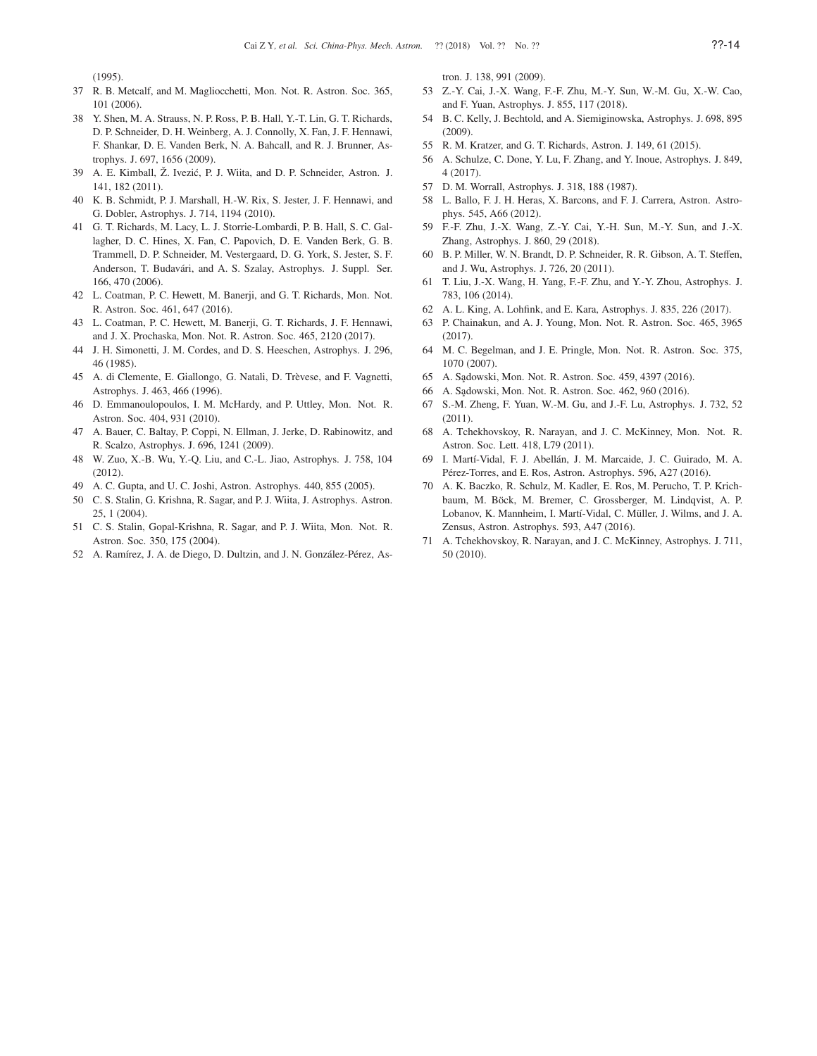(1995).

37 R. B. Metcalf, and M. Magliocchetti, Mon. Not. R. Astron. Soc. 365, 101 (2006).

38 Y. Shen, M. A. Strauss, N. P. Ross, P. B. Hall, Y.-T. Lin, G. T. Richards, D. P. Schneider, D. H. Weinberg, A. J. Connolly, X. Fan, J. F. Hennawi, F. Shankar, D. E. Vanden Berk, N. A. Bahcall, and R. J. Brunner, Astrophys. J. 697, 1656 (2009).

39 A. E. Kimball, Ž. Ivezić, P. J. Wiita, and D. P. Schneider, Astron. J. 141, 182 (2011).

40 K. B. Schmidt, P. J. Marshall, H.-W. Rix, S. Jester, J. F. Hennawi, and G. Dobler, Astrophys. J. 714, 1194 (2010).

41 G. T. Richards, M. Lacy, L. J. Storrie-Lombardi, P. B. Hall, S. C. Gallagher, D. C. Hines, X. Fan, C. Papovich, D. E. Vanden Berk, G. B. Trammell, D. P. Schneider, M. Vestergaard, D. G. York, S. Jester, S. F. Anderson, T. Budavári, and A. S. Szalay, Astrophys. J. Suppl. Ser. 166, 470 (2006).

42 L. Coatman, P. C. Hewett, M. Banerji, and G. T. Richards, Mon. Not. R. Astron. Soc. 461, 647 (2016).

43 L. Coatman, P. C. Hewett, M. Banerji, G. T. Richards, J. F. Hennawi, and J. X. Prochaska, Mon. Not. R. Astron. Soc. 465, 2120 (2017).

44 J. H. Simonetti, J. M. Cordes, and D. S. Heeschen, Astrophys. J. 296, 46 (1985).

45 A. di Clemente, E. Giallongo, G. Natali, D. Trèvese, and F. Vagnetti, Astrophys. J. 463, 466 (1996).

46 D. Emmanoulopoulos, I. M. McHardy, and P. Uttley, Mon. Not. R. Astron. Soc. 404, 931 (2010).

47 A. Bauer, C. Baltay, P. Coppi, N. Ellman, J. Jerke, D. Rabinowitz, and R. Scalzo, Astrophys. J. 696, 1241 (2009).

48 W. Zuo, X.-B. Wu, Y.-Q. Liu, and C.-L. Jiao, Astrophys. J. 758, 104 (2012).

49 A. C. Gupta, and U. C. Joshi, Astron. Astrophys. 440, 855 (2005).

50 C. S. Stalin, G. Krishna, R. Sagar, and P. J. Wiita, J. Astrophys. Astron. 25, 1 (2004).

51 C. S. Stalin, Gopal-Krishna, R. Sagar, and P. J. Wiita, Mon. Not. R. Astron. Soc. 350, 175 (2004).

52 A. Ramírez, J. A. de Diego, D. Dultzin, and J. N. González-Pérez, Astron. J. 138, 991 (2009).

53 Z.-Y. Cai, J.-X. Wang, F.-F. Zhu, M.-Y. Sun, W.-M. Gu, X.-W. Cao, and F. Yuan, Astrophys. J. 855, 117 (2018).

54 B. C. Kelly, J. Bechtold, and A. Siemiginowska, Astrophys. J. 698, 895 (2009).

55 R. M. Kratzer, and G. T. Richards, Astron. J. 149, 61 (2015).

56 A. Schulze, C. Done, Y. Lu, F. Zhang, and Y. Inoue, Astrophys. J. 849, 4 (2017).

57 D. M. Worrall, Astrophys. J. 318, 188 (1987).

58 L. Ballo, F. J. H. Heras, X. Barcons, and F. J. Carrera, Astron. Astrophys. 545, A66 (2012).

59 F.-F. Zhu, J.-X. Wang, Z.-Y. Cai, Y.-H. Sun, M.-Y. Sun, and J.-X. Zhang, Astrophys. J. 860, 29 (2018).

60 B. P. Miller, W. N. Brandt, D. P. Schneider, R. R. Gibson, A. T. Steffen, and J. Wu, Astrophys. J. 726, 20 (2011).

61 T. Liu, J.-X. Wang, H. Yang, F.-F. Zhu, and Y.-Y. Zhou, Astrophys. J. 783, 106 (2014).

62 A. L. King, A. Lohfink, and E. Kara, Astrophys. J. 835, 226 (2017).

63 P. Chainakun, and A. J. Young, Mon. Not. R. Astron. Soc. 465, 3965 (2017).

64 M. C. Begelman, and J. E. Pringle, Mon. Not. R. Astron. Soc. 375, 1070 (2007).

65 A. Sądowski, Mon. Not. R. Astron. Soc. 459, 4397 (2016).

66 A. Sądowski, Mon. Not. R. Astron. Soc. 462, 960 (2016).

67 S.-M. Zheng, F. Yuan, W.-M. Gu, and J.-F. Lu, Astrophys. J. 732, 52 (2011).

68 A. Tchekhovskoy, R. Narayan, and J. C. McKinney, Mon. Not. R. Astron. Soc. Lett. 418, L79 (2011).

69 I. Martí-Vidal, F. J. Abellán, J. M. Marcaide, J. C. Guirado, M. A. Pérez-Torres, and E. Ros, Astron. Astrophys. 596, A27 (2016).

70 A. K. Baczko, R. Schulz, M. Kadler, E. Ros, M. Perucho, T. P. Krichbaum, M. Böck, M. Bremer, C. Grossberger, M. Lindqvist, A. P. Lobanov, K. Mannheim, I. Martí-Vidal, C. Müller, J. Wilms, and J. A. Zensus, Astron. Astrophys. 593, A47 (2016).

71 A. Tchekhovskoy, R. Narayan, and J. C. McKinney, Astrophys. J. 711, 50 (2010).